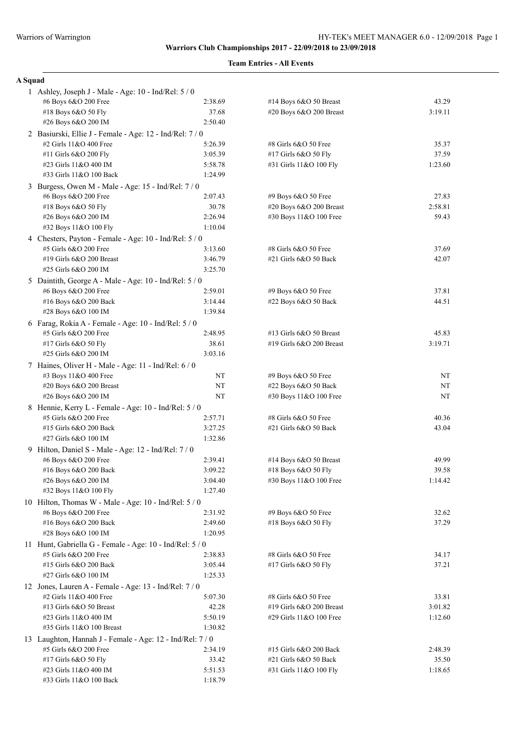**Warriors Club Championships 2017 - 22/09/2018 to 23/09/2018**

**Team Entries - All Events**

**A Squad**

1 Ashley, Joseph J - Male - Age: 10 - Ind/Rel: 5 / 0

| Event | Time | Event | Time |
|---|---|---|---|
| #6 Boys 6&O 200 Free | 2:38.69 | #14 Boys 6&O 50 Breast | 43.29 |
| #18 Boys 6&O 50 Fly | 37.68 | #20 Boys 6&O 200 Breast | 3:19.11 |
| #26 Boys 6&O 200 IM | 2:50.40 | | |

2 Basiurski, Ellie J - Female - Age: 12 - Ind/Rel: 7 / 0

| Event | Time | Event | Time |
|---|---|---|---|
| #2 Girls 11&O 400 Free | 5:26.39 | #8 Girls 6&O 50 Free | 35.37 |
| #11 Girls 6&O 200 Fly | 3:05.39 | #17 Girls 6&O 50 Fly | 37.59 |
| #23 Girls 11&O 400 IM | 5:58.78 | #31 Girls 11&O 100 Fly | 1:23.60 |
| #33 Girls 11&O 100 Back | 1:24.99 | | |

3 Burgess, Owen M - Male - Age: 15 - Ind/Rel: 7 / 0

| Event | Time | Event | Time |
|---|---|---|---|
| #6 Boys 6&O 200 Free | 2:07.43 | #9 Boys 6&O 50 Free | 27.83 |
| #18 Boys 6&O 50 Fly | 30.78 | #20 Boys 6&O 200 Breast | 2:58.81 |
| #26 Boys 6&O 200 IM | 2:26.94 | #30 Boys 11&O 100 Free | 59.43 |
| #32 Boys 11&O 100 Fly | 1:10.04 | | |

4 Chesters, Payton - Female - Age: 10 - Ind/Rel: 5 / 0

| Event | Time | Event | Time |
|---|---|---|---|
| #5 Girls 6&O 200 Free | 3:13.60 | #8 Girls 6&O 50 Free | 37.69 |
| #19 Girls 6&O 200 Breast | 3:46.79 | #21 Girls 6&O 50 Back | 42.07 |
| #25 Girls 6&O 200 IM | 3:25.70 | | |

5 Daintith, George A - Male - Age: 10 - Ind/Rel: 5 / 0

| Event | Time | Event | Time |
|---|---|---|---|
| #6 Boys 6&O 200 Free | 2:59.01 | #9 Boys 6&O 50 Free | 37.81 |
| #16 Boys 6&O 200 Back | 3:14.44 | #22 Boys 6&O 50 Back | 44.51 |
| #28 Boys 6&O 100 IM | 1:39.84 | | |

6 Farag, Rokia A - Female - Age: 10 - Ind/Rel: 5 / 0

| Event | Time | Event | Time |
|---|---|---|---|
| #5 Girls 6&O 200 Free | 2:48.95 | #13 Girls 6&O 50 Breast | 45.83 |
| #17 Girls 6&O 50 Fly | 38.61 | #19 Girls 6&O 200 Breast | 3:19.71 |
| #25 Girls 6&O 200 IM | 3:03.16 | | |

7 Haines, Oliver H - Male - Age: 11 - Ind/Rel: 6 / 0

| Event | Time | Event | Time |
|---|---|---|---|
| #3 Boys 11&O 400 Free | NT | #9 Boys 6&O 50 Free | NT |
| #20 Boys 6&O 200 Breast | NT | #22 Boys 6&O 50 Back | NT |
| #26 Boys 6&O 200 IM | NT | #30 Boys 11&O 100 Free | NT |

8 Hennie, Kerry L - Female - Age: 10 - Ind/Rel: 5 / 0

| Event | Time | Event | Time |
|---|---|---|---|
| #5 Girls 6&O 200 Free | 2:57.71 | #8 Girls 6&O 50 Free | 40.36 |
| #15 Girls 6&O 200 Back | 3:27.25 | #21 Girls 6&O 50 Back | 43.04 |
| #27 Girls 6&O 100 IM | 1:32.86 | | |

9 Hilton, Daniel S - Male - Age: 12 - Ind/Rel: 7 / 0

| Event | Time | Event | Time |
|---|---|---|---|
| #6 Boys 6&O 200 Free | 2:39.41 | #14 Boys 6&O 50 Breast | 49.99 |
| #16 Boys 6&O 200 Back | 3:09.22 | #18 Boys 6&O 50 Fly | 39.58 |
| #26 Boys 6&O 200 IM | 3:04.40 | #30 Boys 11&O 100 Free | 1:14.42 |
| #32 Boys 11&O 100 Fly | 1:27.40 | | |

10 Hilton, Thomas W - Male - Age: 10 - Ind/Rel: 5 / 0

| Event | Time | Event | Time |
|---|---|---|---|
| #6 Boys 6&O 200 Free | 2:31.92 | #9 Boys 6&O 50 Free | 32.62 |
| #16 Boys 6&O 200 Back | 2:49.60 | #18 Boys 6&O 50 Fly | 37.29 |
| #28 Boys 6&O 100 IM | 1:20.95 | | |

11 Hunt, Gabriella G - Female - Age: 10 - Ind/Rel: 5 / 0

| Event | Time | Event | Time |
|---|---|---|---|
| #5 Girls 6&O 200 Free | 2:38.83 | #8 Girls 6&O 50 Free | 34.17 |
| #15 Girls 6&O 200 Back | 3:05.44 | #17 Girls 6&O 50 Fly | 37.21 |
| #27 Girls 6&O 100 IM | 1:25.33 | | |

12 Jones, Lauren A - Female - Age: 13 - Ind/Rel: 7 / 0

| Event | Time | Event | Time |
|---|---|---|---|
| #2 Girls 11&O 400 Free | 5:07.30 | #8 Girls 6&O 50 Free | 33.81 |
| #13 Girls 6&O 50 Breast | 42.28 | #19 Girls 6&O 200 Breast | 3:01.82 |
| #23 Girls 11&O 400 IM | 5:50.19 | #29 Girls 11&O 100 Free | 1:12.60 |
| #35 Girls 11&O 100 Breast | 1:30.82 | | |

13 Laughton, Hannah J - Female - Age: 12 - Ind/Rel: 7 / 0

| Event | Time | Event | Time |
|---|---|---|---|
| #5 Girls 6&O 200 Free | 2:34.19 | #15 Girls 6&O 200 Back | 2:48.39 |
| #17 Girls 6&O 50 Fly | 33.42 | #21 Girls 6&O 50 Back | 35.50 |
| #23 Girls 11&O 400 IM | 5:51.53 | #31 Girls 11&O 100 Fly | 1:18.65 |
| #33 Girls 11&O 100 Back | 1:18.79 | | |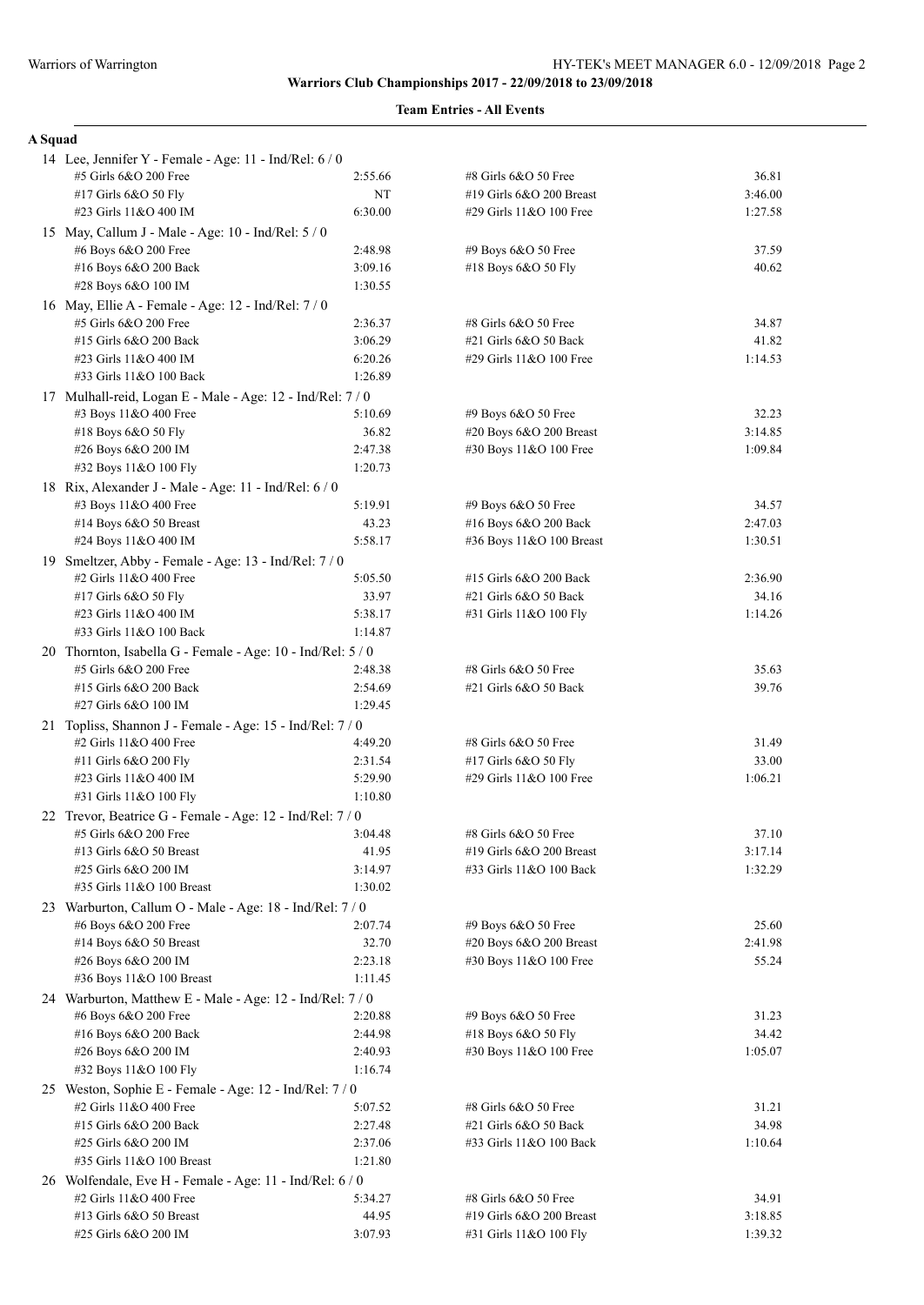**Warriors Club Championships 2017 - 22/09/2018 to 23/09/2018**

**Team Entries - All Events**

**A Squad**

14 Lee, Jennifer Y - Female - Age: 11 - Ind/Rel: 6 / 0

| Event | Time | Event | Time |
|---|---|---|---|
| #5 Girls 6&O 200 Free | 2:55.66 | #8 Girls 6&O 50 Free | 36.81 |
| #17 Girls 6&O 50 Fly | NT | #19 Girls 6&O 200 Breast | 3:46.00 |
| #23 Girls 11&O 400 IM | 6:30.00 | #29 Girls 11&O 100 Free | 1:27.58 |

15 May, Callum J - Male - Age: 10 - Ind/Rel: 5 / 0

| Event | Time | Event | Time |
|---|---|---|---|
| #6 Boys 6&O 200 Free | 2:48.98 | #9 Boys 6&O 50 Free | 37.59 |
| #16 Boys 6&O 200 Back | 3:09.16 | #18 Boys 6&O 50 Fly | 40.62 |
| #28 Boys 6&O 100 IM | 1:30.55 | | |

16 May, Ellie A - Female - Age: 12 - Ind/Rel: 7 / 0

| Event | Time | Event | Time |
|---|---|---|---|
| #5 Girls 6&O 200 Free | 2:36.37 | #8 Girls 6&O 50 Free | 34.87 |
| #15 Girls 6&O 200 Back | 3:06.29 | #21 Girls 6&O 50 Back | 41.82 |
| #23 Girls 11&O 400 IM | 6:20.26 | #29 Girls 11&O 100 Free | 1:14.53 |
| #33 Girls 11&O 100 Back | 1:26.89 | | |

17 Mulhall-reid, Logan E - Male - Age: 12 - Ind/Rel: 7 / 0

| Event | Time | Event | Time |
|---|---|---|---|
| #3 Boys 11&O 400 Free | 5:10.69 | #9 Boys 6&O 50 Free | 32.23 |
| #18 Boys 6&O 50 Fly | 36.82 | #20 Boys 6&O 200 Breast | 3:14.85 |
| #26 Boys 6&O 200 IM | 2:47.38 | #30 Boys 11&O 100 Free | 1:09.84 |
| #32 Boys 11&O 100 Fly | 1:20.73 | | |

18 Rix, Alexander J - Male - Age: 11 - Ind/Rel: 6 / 0

| Event | Time | Event | Time |
|---|---|---|---|
| #3 Boys 11&O 400 Free | 5:19.91 | #9 Boys 6&O 50 Free | 34.57 |
| #14 Boys 6&O 50 Breast | 43.23 | #16 Boys 6&O 200 Back | 2:47.03 |
| #24 Boys 11&O 400 IM | 5:58.17 | #36 Boys 11&O 100 Breast | 1:30.51 |

19 Smeltzer, Abby - Female - Age: 13 - Ind/Rel: 7 / 0

| Event | Time | Event | Time |
|---|---|---|---|
| #2 Girls 11&O 400 Free | 5:05.50 | #15 Girls 6&O 200 Back | 2:36.90 |
| #17 Girls 6&O 50 Fly | 33.97 | #21 Girls 6&O 50 Back | 34.16 |
| #23 Girls 11&O 400 IM | 5:38.17 | #31 Girls 11&O 100 Fly | 1:14.26 |
| #33 Girls 11&O 100 Back | 1:14.87 | | |

20 Thornton, Isabella G - Female - Age: 10 - Ind/Rel: 5 / 0

| Event | Time | Event | Time |
|---|---|---|---|
| #5 Girls 6&O 200 Free | 2:48.38 | #8 Girls 6&O 50 Free | 35.63 |
| #15 Girls 6&O 200 Back | 2:54.69 | #21 Girls 6&O 50 Back | 39.76 |
| #27 Girls 6&O 100 IM | 1:29.45 | | |

21 Topliss, Shannon J - Female - Age: 15 - Ind/Rel: 7 / 0

| Event | Time | Event | Time |
|---|---|---|---|
| #2 Girls 11&O 400 Free | 4:49.20 | #8 Girls 6&O 50 Free | 31.49 |
| #11 Girls 6&O 200 Fly | 2:31.54 | #17 Girls 6&O 50 Fly | 33.00 |
| #23 Girls 11&O 400 IM | 5:29.90 | #29 Girls 11&O 100 Free | 1:06.21 |
| #31 Girls 11&O 100 Fly | 1:10.80 | | |

22 Trevor, Beatrice G - Female - Age: 12 - Ind/Rel: 7 / 0

| Event | Time | Event | Time |
|---|---|---|---|
| #5 Girls 6&O 200 Free | 3:04.48 | #8 Girls 6&O 50 Free | 37.10 |
| #13 Girls 6&O 50 Breast | 41.95 | #19 Girls 6&O 200 Breast | 3:17.14 |
| #25 Girls 6&O 200 IM | 3:14.97 | #33 Girls 11&O 100 Back | 1:32.29 |
| #35 Girls 11&O 100 Breast | 1:30.02 | | |

23 Warburton, Callum O - Male - Age: 18 - Ind/Rel: 7 / 0

| Event | Time | Event | Time |
|---|---|---|---|
| #6 Boys 6&O 200 Free | 2:07.74 | #9 Boys 6&O 50 Free | 25.60 |
| #14 Boys 6&O 50 Breast | 32.70 | #20 Boys 6&O 200 Breast | 2:41.98 |
| #26 Boys 6&O 200 IM | 2:23.18 | #30 Boys 11&O 100 Free | 55.24 |
| #36 Boys 11&O 100 Breast | 1:11.45 | | |

24 Warburton, Matthew E - Male - Age: 12 - Ind/Rel: 7 / 0

| Event | Time | Event | Time |
|---|---|---|---|
| #6 Boys 6&O 200 Free | 2:20.88 | #9 Boys 6&O 50 Free | 31.23 |
| #16 Boys 6&O 200 Back | 2:44.98 | #18 Boys 6&O 50 Fly | 34.42 |
| #26 Boys 6&O 200 IM | 2:40.93 | #30 Boys 11&O 100 Free | 1:05.07 |
| #32 Boys 11&O 100 Fly | 1:16.74 | | |

25 Weston, Sophie E - Female - Age: 12 - Ind/Rel: 7 / 0

| Event | Time | Event | Time |
|---|---|---|---|
| #2 Girls 11&O 400 Free | 5:07.52 | #8 Girls 6&O 50 Free | 31.21 |
| #15 Girls 6&O 200 Back | 2:27.48 | #21 Girls 6&O 50 Back | 34.98 |
| #25 Girls 6&O 200 IM | 2:37.06 | #33 Girls 11&O 100 Back | 1:10.64 |
| #35 Girls 11&O 100 Breast | 1:21.80 | | |

26 Wolfendale, Eve H - Female - Age: 11 - Ind/Rel: 6 / 0

| Event | Time | Event | Time |
|---|---|---|---|
| #2 Girls 11&O 400 Free | 5:34.27 | #8 Girls 6&O 50 Free | 34.91 |
| #13 Girls 6&O 50 Breast | 44.95 | #19 Girls 6&O 200 Breast | 3:18.85 |
| #25 Girls 6&O 200 IM | 3:07.93 | #31 Girls 11&O 100 Fly | 1:39.32 |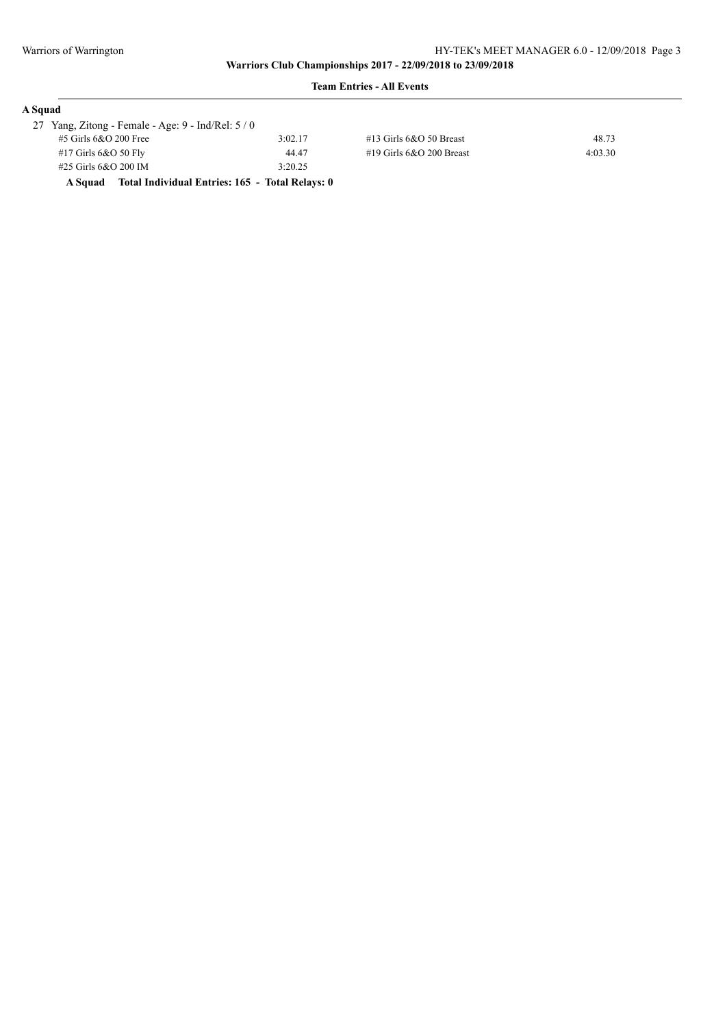**Team Entries - All Events**

**A Squad**

27 Yang, Zitong - Female - Age: 9 - Ind/Rel: 5 / 0

| Event | Time | Event | Time |
|---|---|---|---|
| #5 Girls 6&O 200 Free | 3:02.17 | #13 Girls 6&O 50 Breast | 48.73 |
| #17 Girls 6&O 50 Fly | 44.47 | #19 Girls 6&O 200 Breast | 4:03.30 |
| #25 Girls 6&O 200 IM | 3:20.25 | | |

**A Squad Total Individual Entries: 165 - Total Relays: 0**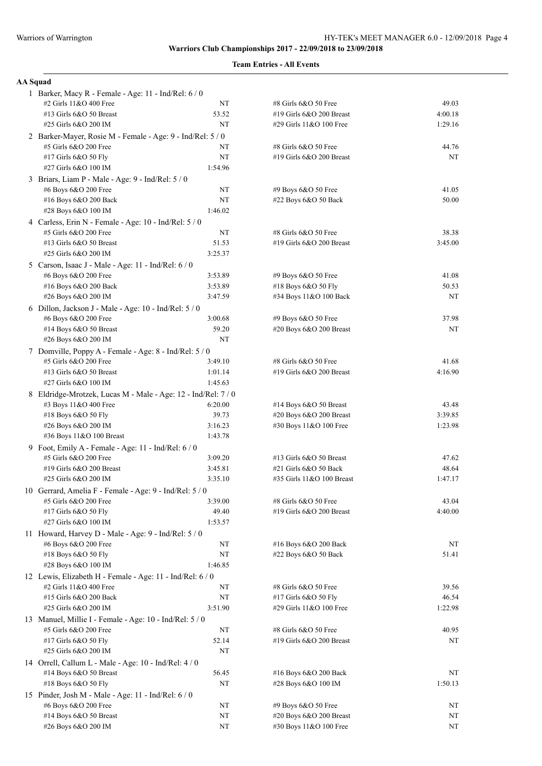**Warriors Club Championships 2017 - 22/09/2018 to 23/09/2018**

**Team Entries - All Events**

**AA Squad**

1 Barker, Macy R - Female - Age: 11 - Ind/Rel: 6 / 0

| Event | Time | Event | Time |
|---|---|---|---|
| #2 Girls 11&O 400 Free | NT | #8 Girls 6&O 50 Free | 49.03 |
| #13 Girls 6&O 50 Breast | 53.52 | #19 Girls 6&O 200 Breast | 4:00.18 |
| #25 Girls 6&O 200 IM | NT | #29 Girls 11&O 100 Free | 1:29.16 |

2 Barker-Mayer, Rosie M - Female - Age: 9 - Ind/Rel: 5 / 0

| Event | Time | Event | Time |
|---|---|---|---|
| #5 Girls 6&O 200 Free | NT | #8 Girls 6&O 50 Free | 44.76 |
| #17 Girls 6&O 50 Fly | NT | #19 Girls 6&O 200 Breast | NT |
| #27 Girls 6&O 100 IM | 1:54.96 | | |

3 Briars, Liam P - Male - Age: 9 - Ind/Rel: 5 / 0

| Event | Time | Event | Time |
|---|---|---|---|
| #6 Boys 6&O 200 Free | NT | #9 Boys 6&O 50 Free | 41.05 |
| #16 Boys 6&O 200 Back | NT | #22 Boys 6&O 50 Back | 50.00 |
| #28 Boys 6&O 100 IM | 1:46.02 | | |

4 Carless, Erin N - Female - Age: 10 - Ind/Rel: 5 / 0

| Event | Time | Event | Time |
|---|---|---|---|
| #5 Girls 6&O 200 Free | NT | #8 Girls 6&O 50 Free | 38.38 |
| #13 Girls 6&O 50 Breast | 51.53 | #19 Girls 6&O 200 Breast | 3:45.00 |
| #25 Girls 6&O 200 IM | 3:25.37 | | |

5 Carson, Isaac J - Male - Age: 11 - Ind/Rel: 6 / 0

| Event | Time | Event | Time |
|---|---|---|---|
| #6 Boys 6&O 200 Free | 3:53.89 | #9 Boys 6&O 50 Free | 41.08 |
| #16 Boys 6&O 200 Back | 3:53.89 | #18 Boys 6&O 50 Fly | 50.53 |
| #26 Boys 6&O 200 IM | 3:47.59 | #34 Boys 11&O 100 Back | NT |

6 Dillon, Jackson J - Male - Age: 10 - Ind/Rel: 5 / 0

| Event | Time | Event | Time |
|---|---|---|---|
| #6 Boys 6&O 200 Free | 3:00.68 | #9 Boys 6&O 50 Free | 37.98 |
| #14 Boys 6&O 50 Breast | 59.20 | #20 Boys 6&O 200 Breast | NT |
| #26 Boys 6&O 200 IM | NT | | |

7 Domville, Poppy A - Female - Age: 8 - Ind/Rel: 5 / 0

| Event | Time | Event | Time |
|---|---|---|---|
| #5 Girls 6&O 200 Free | 3:49.10 | #8 Girls 6&O 50 Free | 41.68 |
| #13 Girls 6&O 50 Breast | 1:01.14 | #19 Girls 6&O 200 Breast | 4:16.90 |
| #27 Girls 6&O 100 IM | 1:45.63 | | |

8 Eldridge-Mrotzek, Lucas M - Male - Age: 12 - Ind/Rel: 7 / 0

| Event | Time | Event | Time |
|---|---|---|---|
| #3 Boys 11&O 400 Free | 6:20.00 | #14 Boys 6&O 50 Breast | 43.48 |
| #18 Boys 6&O 50 Fly | 39.73 | #20 Boys 6&O 200 Breast | 3:39.85 |
| #26 Boys 6&O 200 IM | 3:16.23 | #30 Boys 11&O 100 Free | 1:23.98 |
| #36 Boys 11&O 100 Breast | 1:43.78 | | |

9 Foot, Emily A - Female - Age: 11 - Ind/Rel: 6 / 0

| Event | Time | Event | Time |
|---|---|---|---|
| #5 Girls 6&O 200 Free | 3:09.20 | #13 Girls 6&O 50 Breast | 47.62 |
| #19 Girls 6&O 200 Breast | 3:45.81 | #21 Girls 6&O 50 Back | 48.64 |
| #25 Girls 6&O 200 IM | 3:35.10 | #35 Girls 11&O 100 Breast | 1:47.17 |

10 Gerrard, Amelia F - Female - Age: 9 - Ind/Rel: 5 / 0

| Event | Time | Event | Time |
|---|---|---|---|
| #5 Girls 6&O 200 Free | 3:39.00 | #8 Girls 6&O 50 Free | 43.04 |
| #17 Girls 6&O 50 Fly | 49.40 | #19 Girls 6&O 200 Breast | 4:40.00 |
| #27 Girls 6&O 100 IM | 1:53.57 | | |

11 Howard, Harvey D - Male - Age: 9 - Ind/Rel: 5 / 0

| Event | Time | Event | Time |
|---|---|---|---|
| #6 Boys 6&O 200 Free | NT | #16 Boys 6&O 200 Back | NT |
| #18 Boys 6&O 50 Fly | NT | #22 Boys 6&O 50 Back | 51.41 |
| #28 Boys 6&O 100 IM | 1:46.85 | | |

12 Lewis, Elizabeth H - Female - Age: 11 - Ind/Rel: 6 / 0

| Event | Time | Event | Time |
|---|---|---|---|
| #2 Girls 11&O 400 Free | NT | #8 Girls 6&O 50 Free | 39.56 |
| #15 Girls 6&O 200 Back | NT | #17 Girls 6&O 50 Fly | 46.54 |
| #25 Girls 6&O 200 IM | 3:51.90 | #29 Girls 11&O 100 Free | 1:22.98 |

13 Manuel, Millie I - Female - Age: 10 - Ind/Rel: 5 / 0

| Event | Time | Event | Time |
|---|---|---|---|
| #5 Girls 6&O 200 Free | NT | #8 Girls 6&O 50 Free | 40.95 |
| #17 Girls 6&O 50 Fly | 52.14 | #19 Girls 6&O 200 Breast | NT |
| #25 Girls 6&O 200 IM | NT | | |

14 Orrell, Callum L - Male - Age: 10 - Ind/Rel: 4 / 0

| Event | Time | Event | Time |
|---|---|---|---|
| #14 Boys 6&O 50 Breast | 56.45 | #16 Boys 6&O 200 Back | NT |
| #18 Boys 6&O 50 Fly | NT | #28 Boys 6&O 100 IM | 1:50.13 |

15 Pinder, Josh M - Male - Age: 11 - Ind/Rel: 6 / 0

| Event | Time | Event | Time |
|---|---|---|---|
| #6 Boys 6&O 200 Free | NT | #9 Boys 6&O 50 Free | NT |
| #14 Boys 6&O 50 Breast | NT | #20 Boys 6&O 200 Breast | NT |
| #26 Boys 6&O 200 IM | NT | #30 Boys 11&O 100 Free | NT |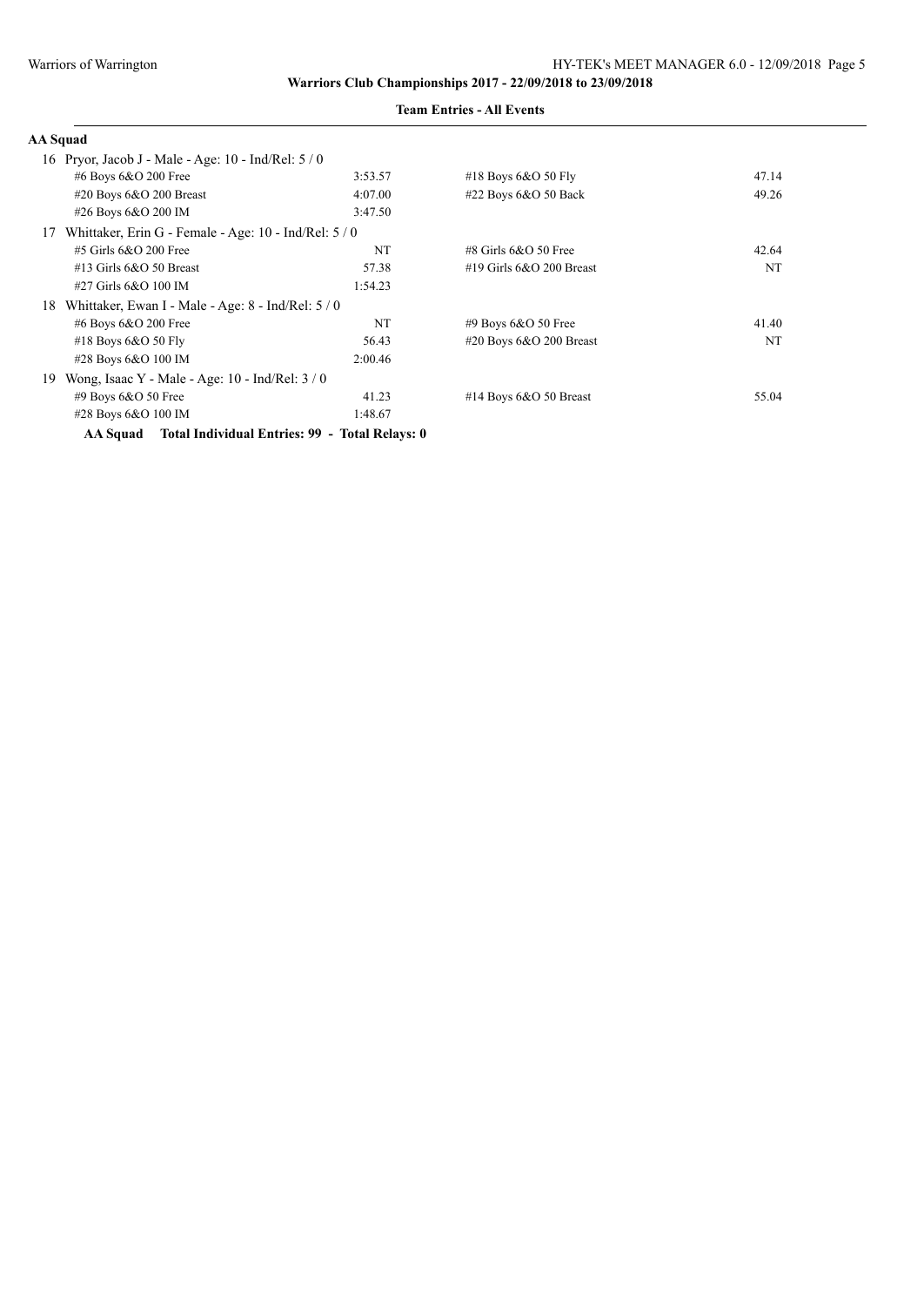**Team Entries - All Events**

**AA Squad**

16 Pryor, Jacob J - Male - Age: 10 - Ind/Rel: 5 / 0

| Event | Time | Event | Time |
| --- | --- | --- | --- |
| #6 Boys 6&O 200 Free | 3:53.57 | #18 Boys 6&O 50 Fly | 47.14 |
| #20 Boys 6&O 200 Breast | 4:07.00 | #22 Boys 6&O 50 Back | 49.26 |
| #26 Boys 6&O 200 IM | 3:47.50 | | |

17 Whittaker, Erin G - Female - Age: 10 - Ind/Rel: 5 / 0

| Event | Time | Event | Time |
| --- | --- | --- | --- |
| #5 Girls 6&O 200 Free | NT | #8 Girls 6&O 50 Free | 42.64 |
| #13 Girls 6&O 50 Breast | 57.38 | #19 Girls 6&O 200 Breast | NT |
| #27 Girls 6&O 100 IM | 1:54.23 | | |

18 Whittaker, Ewan I - Male - Age: 8 - Ind/Rel: 5 / 0

| Event | Time | Event | Time |
| --- | --- | --- | --- |
| #6 Boys 6&O 200 Free | NT | #9 Boys 6&O 50 Free | 41.40 |
| #18 Boys 6&O 50 Fly | 56.43 | #20 Boys 6&O 200 Breast | NT |
| #28 Boys 6&O 100 IM | 2:00.46 | | |

19 Wong, Isaac Y - Male - Age: 10 - Ind/Rel: 3 / 0

| Event | Time | Event | Time |
| --- | --- | --- | --- |
| #9 Boys 6&O 50 Free | 41.23 | #14 Boys 6&O 50 Breast | 55.04 |
| #28 Boys 6&O 100 IM | 1:48.67 | | |

**AA Squad Total Individual Entries: 99 - Total Relays: 0**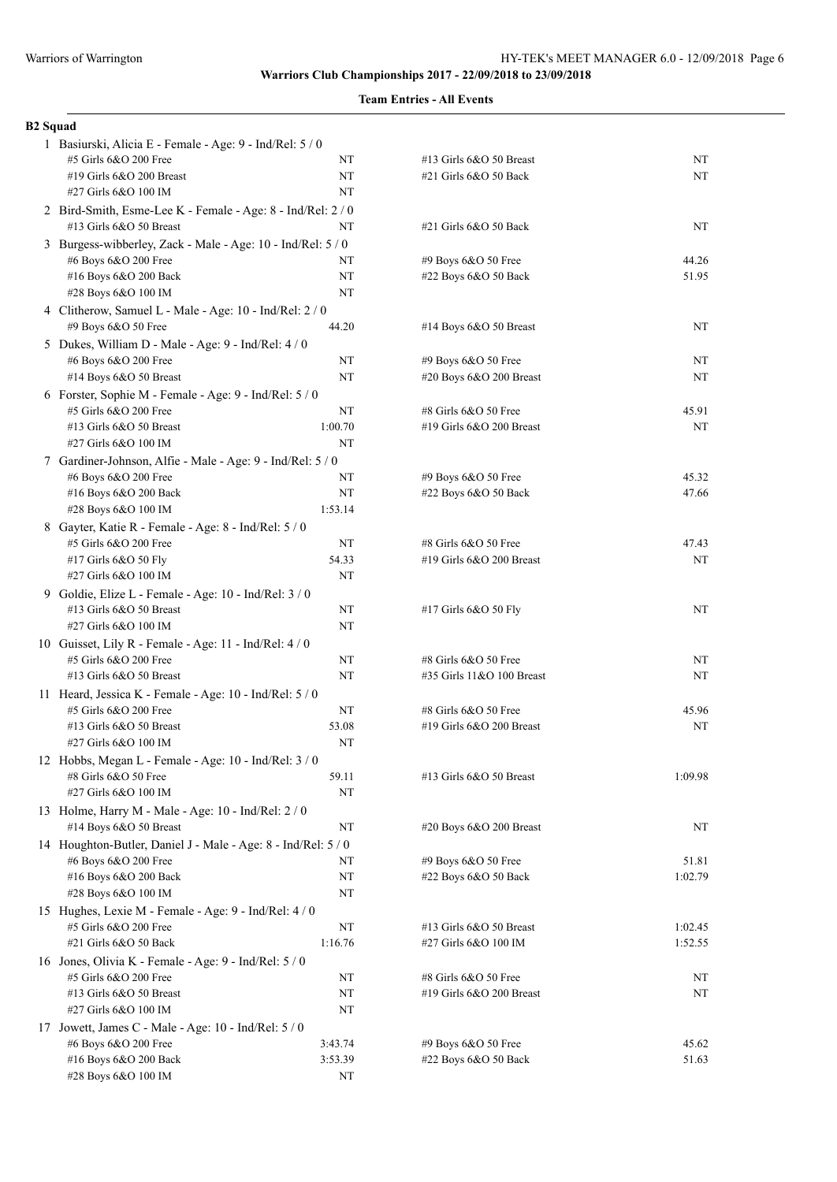**Warriors Club Championships 2017 - 22/09/2018 to 23/09/2018**

**Team Entries - All Events**

**B2 Squad**

1 Basiurski, Alicia E - Female - Age: 9 - Ind/Rel: 5 / 0

| Event | Time | Event | Time |
|---|---|---|---|
| #5 Girls 6&O 200 Free | NT | #13 Girls 6&O 50 Breast | NT |
| #19 Girls 6&O 200 Breast | NT | #21 Girls 6&O 50 Back | NT |
| #27 Girls 6&O 100 IM | NT | | |

2 Bird-Smith, Esme-Lee K - Female - Age: 8 - Ind/Rel: 2 / 0

| Event | Time | Event | Time |
|---|---|---|---|
| #13 Girls 6&O 50 Breast | NT | #21 Girls 6&O 50 Back | NT |

3 Burgess-wibberley, Zack - Male - Age: 10 - Ind/Rel: 5 / 0

| Event | Time | Event | Time |
|---|---|---|---|
| #6 Boys 6&O 200 Free | NT | #9 Boys 6&O 50 Free | 44.26 |
| #16 Boys 6&O 200 Back | NT | #22 Boys 6&O 50 Back | 51.95 |
| #28 Boys 6&O 100 IM | NT | | |

4 Clitherow, Samuel L - Male - Age: 10 - Ind/Rel: 2 / 0

| Event | Time | Event | Time |
|---|---|---|---|
| #9 Boys 6&O 50 Free | 44.20 | #14 Boys 6&O 50 Breast | NT |

5 Dukes, William D - Male - Age: 9 - Ind/Rel: 4 / 0

| Event | Time | Event | Time |
|---|---|---|---|
| #6 Boys 6&O 200 Free | NT | #9 Boys 6&O 50 Free | NT |
| #14 Boys 6&O 50 Breast | NT | #20 Boys 6&O 200 Breast | NT |

6 Forster, Sophie M - Female - Age: 9 - Ind/Rel: 5 / 0

| Event | Time | Event | Time |
|---|---|---|---|
| #5 Girls 6&O 200 Free | NT | #8 Girls 6&O 50 Free | 45.91 |
| #13 Girls 6&O 50 Breast | 1:00.70 | #19 Girls 6&O 200 Breast | NT |
| #27 Girls 6&O 100 IM | NT | | |

7 Gardiner-Johnson, Alfie - Male - Age: 9 - Ind/Rel: 5 / 0

| Event | Time | Event | Time |
|---|---|---|---|
| #6 Boys 6&O 200 Free | NT | #9 Boys 6&O 50 Free | 45.32 |
| #16 Boys 6&O 200 Back | NT | #22 Boys 6&O 50 Back | 47.66 |
| #28 Boys 6&O 100 IM | 1:53.14 | | |

8 Gayter, Katie R - Female - Age: 8 - Ind/Rel: 5 / 0

| Event | Time | Event | Time |
|---|---|---|---|
| #5 Girls 6&O 200 Free | NT | #8 Girls 6&O 50 Free | 47.43 |
| #17 Girls 6&O 50 Fly | 54.33 | #19 Girls 6&O 200 Breast | NT |
| #27 Girls 6&O 100 IM | NT | | |

9 Goldie, Elize L - Female - Age: 10 - Ind/Rel: 3 / 0

| Event | Time | Event | Time |
|---|---|---|---|
| #13 Girls 6&O 50 Breast | NT | #17 Girls 6&O 50 Fly | NT |
| #27 Girls 6&O 100 IM | NT | | |

10 Guisset, Lily R - Female - Age: 11 - Ind/Rel: 4 / 0

| Event | Time | Event | Time |
|---|---|---|---|
| #5 Girls 6&O 200 Free | NT | #8 Girls 6&O 50 Free | NT |
| #13 Girls 6&O 50 Breast | NT | #35 Girls 11&O 100 Breast | NT |

11 Heard, Jessica K - Female - Age: 10 - Ind/Rel: 5 / 0

| Event | Time | Event | Time |
|---|---|---|---|
| #5 Girls 6&O 200 Free | NT | #8 Girls 6&O 50 Free | 45.96 |
| #13 Girls 6&O 50 Breast | 53.08 | #19 Girls 6&O 200 Breast | NT |
| #27 Girls 6&O 100 IM | NT | | |

12 Hobbs, Megan L - Female - Age: 10 - Ind/Rel: 3 / 0

| Event | Time | Event | Time |
|---|---|---|---|
| #8 Girls 6&O 50 Free | 59.11 | #13 Girls 6&O 50 Breast | 1:09.98 |
| #27 Girls 6&O 100 IM | NT | | |

13 Holme, Harry M - Male - Age: 10 - Ind/Rel: 2 / 0

| Event | Time | Event | Time |
|---|---|---|---|
| #14 Boys 6&O 50 Breast | NT | #20 Boys 6&O 200 Breast | NT |

14 Houghton-Butler, Daniel J - Male - Age: 8 - Ind/Rel: 5 / 0

| Event | Time | Event | Time |
|---|---|---|---|
| #6 Boys 6&O 200 Free | NT | #9 Boys 6&O 50 Free | 51.81 |
| #16 Boys 6&O 200 Back | NT | #22 Boys 6&O 50 Back | 1:02.79 |
| #28 Boys 6&O 100 IM | NT | | |

15 Hughes, Lexie M - Female - Age: 9 - Ind/Rel: 4 / 0

| Event | Time | Event | Time |
|---|---|---|---|
| #5 Girls 6&O 200 Free | NT | #13 Girls 6&O 50 Breast | 1:02.45 |
| #21 Girls 6&O 50 Back | 1:16.76 | #27 Girls 6&O 100 IM | 1:52.55 |

16 Jones, Olivia K - Female - Age: 9 - Ind/Rel: 5 / 0

| Event | Time | Event | Time |
|---|---|---|---|
| #5 Girls 6&O 200 Free | NT | #8 Girls 6&O 50 Free | NT |
| #13 Girls 6&O 50 Breast | NT | #19 Girls 6&O 200 Breast | NT |
| #27 Girls 6&O 100 IM | NT | | |

17 Jowett, James C - Male - Age: 10 - Ind/Rel: 5 / 0

| Event | Time | Event | Time |
|---|---|---|---|
| #6 Boys 6&O 200 Free | 3:43.74 | #9 Boys 6&O 50 Free | 45.62 |
| #16 Boys 6&O 200 Back | 3:53.39 | #22 Boys 6&O 50 Back | 51.63 |
| #28 Boys 6&O 100 IM | NT | | |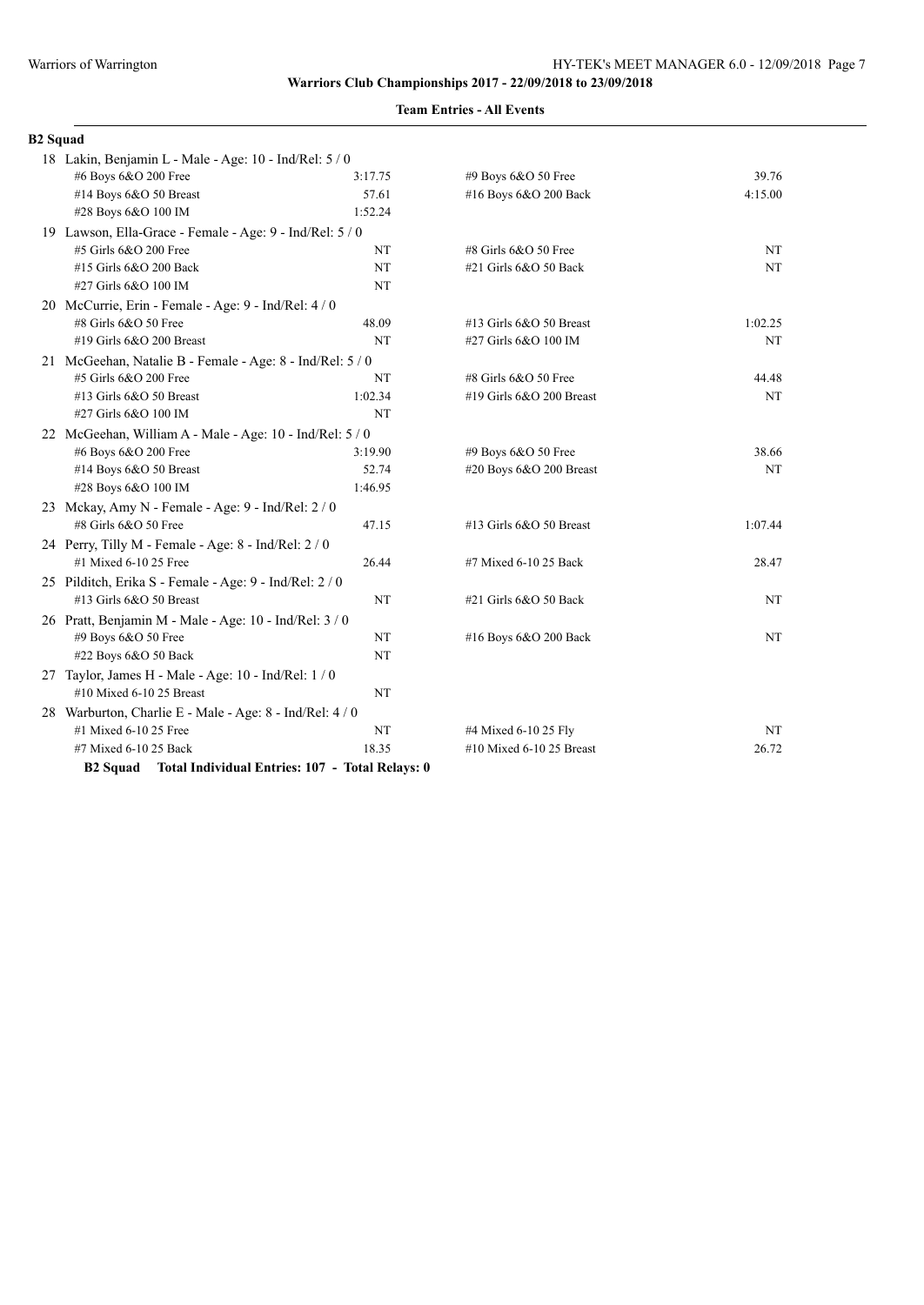**Warriors Club Championships 2017 - 22/09/2018 to 23/09/2018**

**Team Entries - All Events**

## B2 Squad

18 Lakin, Benjamin L - Male - Age: 10 - Ind/Rel: 5 / 0

| | | | |
|---|---|---|---|
| #6 Boys 6&O 200 Free | 3:17.75 | #9 Boys 6&O 50 Free | 39.76 |
| #14 Boys 6&O 50 Breast | 57.61 | #16 Boys 6&O 200 Back | 4:15.00 |
| #28 Boys 6&O 100 IM | 1:52.24 | | |

19 Lawson, Ella-Grace - Female - Age: 9 - Ind/Rel: 5 / 0

| | | | |
|---|---|---|---|
| #5 Girls 6&O 200 Free | NT | #8 Girls 6&O 50 Free | NT |
| #15 Girls 6&O 200 Back | NT | #21 Girls 6&O 50 Back | NT |
| #27 Girls 6&O 100 IM | NT | | |

20 McCurrie, Erin - Female - Age: 9 - Ind/Rel: 4 / 0

| | | | |
|---|---|---|---|
| #8 Girls 6&O 50 Free | 48.09 | #13 Girls 6&O 50 Breast | 1:02.25 |
| #19 Girls 6&O 200 Breast | NT | #27 Girls 6&O 100 IM | NT |

21 McGeehan, Natalie B - Female - Age: 8 - Ind/Rel: 5 / 0

| | | | |
|---|---|---|---|
| #5 Girls 6&O 200 Free | NT | #8 Girls 6&O 50 Free | 44.48 |
| #13 Girls 6&O 50 Breast | 1:02.34 | #19 Girls 6&O 200 Breast | NT |
| #27 Girls 6&O 100 IM | NT | | |

22 McGeehan, William A - Male - Age: 10 - Ind/Rel: 5 / 0

| | | | |
|---|---|---|---|
| #6 Boys 6&O 200 Free | 3:19.90 | #9 Boys 6&O 50 Free | 38.66 |
| #14 Boys 6&O 50 Breast | 52.74 | #20 Boys 6&O 200 Breast | NT |
| #28 Boys 6&O 100 IM | 1:46.95 | | |

23 Mckay, Amy N - Female - Age: 9 - Ind/Rel: 2 / 0

| | | | |
|---|---|---|---|
| #8 Girls 6&O 50 Free | 47.15 | #13 Girls 6&O 50 Breast | 1:07.44 |

24 Perry, Tilly M - Female - Age: 8 - Ind/Rel: 2 / 0

| | | | |
|---|---|---|---|
| #1 Mixed 6-10 25 Free | 26.44 | #7 Mixed 6-10 25 Back | 28.47 |

25 Pilditch, Erika S - Female - Age: 9 - Ind/Rel: 2 / 0

| | | | |
|---|---|---|---|
| #13 Girls 6&O 50 Breast | NT | #21 Girls 6&O 50 Back | NT |

26 Pratt, Benjamin M - Male - Age: 10 - Ind/Rel: 3 / 0

| | | | |
|---|---|---|---|
| #9 Boys 6&O 50 Free | NT | #16 Boys 6&O 200 Back | NT |
| #22 Boys 6&O 50 Back | NT | | |

27 Taylor, James H - Male - Age: 10 - Ind/Rel: 1 / 0

| | | | |
|---|---|---|---|
| #10 Mixed 6-10 25 Breast | NT | | |

28 Warburton, Charlie E - Male - Age: 8 - Ind/Rel: 4 / 0

| | | | |
|---|---|---|---|
| #1 Mixed 6-10 25 Free | NT | #4 Mixed 6-10 25 Fly | NT |
| #7 Mixed 6-10 25 Back | 18.35 | #10 Mixed 6-10 25 Breast | 26.72 |

**B2 Squad Total Individual Entries: 107 - Total Relays: 0**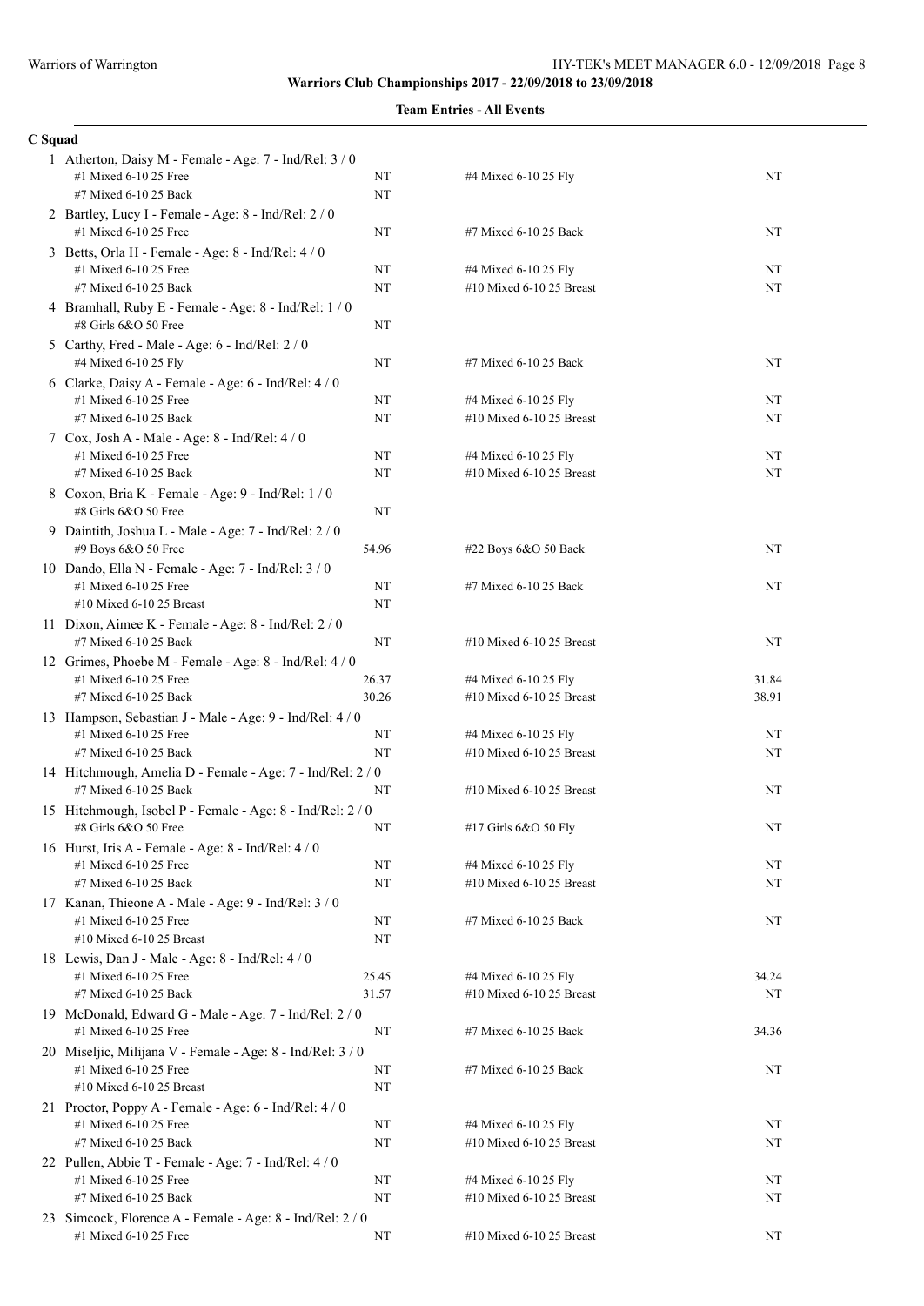**Warriors Club Championships 2017 - 22/09/2018 to 23/09/2018**

**Team Entries - All Events**

## C Squad

1 Atherton, Daisy M - Female - Age: 7 - Ind/Rel: 3 / 0

| | | | |
|---|---|---|---|
| #1 Mixed 6-10 25 Free | NT | #4 Mixed 6-10 25 Fly | NT |
| #7 Mixed 6-10 25 Back | NT | | |

2 Bartley, Lucy I - Female - Age: 8 - Ind/Rel: 2 / 0

| | | | |
|---|---|---|---|
| #1 Mixed 6-10 25 Free | NT | #7 Mixed 6-10 25 Back | NT |

3 Betts, Orla H - Female - Age: 8 - Ind/Rel: 4 / 0

| | | | |
|---|---|---|---|
| #1 Mixed 6-10 25 Free | NT | #4 Mixed 6-10 25 Fly | NT |
| #7 Mixed 6-10 25 Back | NT | #10 Mixed 6-10 25 Breast | NT |

4 Bramhall, Ruby E - Female - Age: 8 - Ind/Rel: 1 / 0

| | | | |
|---|---|---|---|
| #8 Girls 6&O 50 Free | NT | | |

5 Carthy, Fred - Male - Age: 6 - Ind/Rel: 2 / 0

| | | | |
|---|---|---|---|
| #4 Mixed 6-10 25 Fly | NT | #7 Mixed 6-10 25 Back | NT |

6 Clarke, Daisy A - Female - Age: 6 - Ind/Rel: 4 / 0

| | | | |
|---|---|---|---|
| #1 Mixed 6-10 25 Free | NT | #4 Mixed 6-10 25 Fly | NT |
| #7 Mixed 6-10 25 Back | NT | #10 Mixed 6-10 25 Breast | NT |

7 Cox, Josh A - Male - Age: 8 - Ind/Rel: 4 / 0

| | | | |
|---|---|---|---|
| #1 Mixed 6-10 25 Free | NT | #4 Mixed 6-10 25 Fly | NT |
| #7 Mixed 6-10 25 Back | NT | #10 Mixed 6-10 25 Breast | NT |

8 Coxon, Bria K - Female - Age: 9 - Ind/Rel: 1 / 0

| | | | |
|---|---|---|---|
| #8 Girls 6&O 50 Free | NT | | |

9 Daintith, Joshua L - Male - Age: 7 - Ind/Rel: 2 / 0

| | | | |
|---|---|---|---|
| #9 Boys 6&O 50 Free | 54.96 | #22 Boys 6&O 50 Back | NT |

10 Dando, Ella N - Female - Age: 7 - Ind/Rel: 3 / 0

| | | | |
|---|---|---|---|
| #1 Mixed 6-10 25 Free | NT | #7 Mixed 6-10 25 Back | NT |
| #10 Mixed 6-10 25 Breast | NT | | |

11 Dixon, Aimee K - Female - Age: 8 - Ind/Rel: 2 / 0

| | | | |
|---|---|---|---|
| #7 Mixed 6-10 25 Back | NT | #10 Mixed 6-10 25 Breast | NT |

12 Grimes, Phoebe M - Female - Age: 8 - Ind/Rel: 4 / 0

| | | | |
|---|---|---|---|
| #1 Mixed 6-10 25 Free | 26.37 | #4 Mixed 6-10 25 Fly | 31.84 |
| #7 Mixed 6-10 25 Back | 30.26 | #10 Mixed 6-10 25 Breast | 38.91 |

13 Hampson, Sebastian J - Male - Age: 9 - Ind/Rel: 4 / 0

| | | | |
|---|---|---|---|
| #1 Mixed 6-10 25 Free | NT | #4 Mixed 6-10 25 Fly | NT |
| #7 Mixed 6-10 25 Back | NT | #10 Mixed 6-10 25 Breast | NT |

14 Hitchmough, Amelia D - Female - Age: 7 - Ind/Rel: 2 / 0

| | | | |
|---|---|---|---|
| #7 Mixed 6-10 25 Back | NT | #10 Mixed 6-10 25 Breast | NT |

15 Hitchmough, Isobel P - Female - Age: 8 - Ind/Rel: 2 / 0

| | | | |
|---|---|---|---|
| #8 Girls 6&O 50 Free | NT | #17 Girls 6&O 50 Fly | NT |

16 Hurst, Iris A - Female - Age: 8 - Ind/Rel: 4 / 0

| | | | |
|---|---|---|---|
| #1 Mixed 6-10 25 Free | NT | #4 Mixed 6-10 25 Fly | NT |
| #7 Mixed 6-10 25 Back | NT | #10 Mixed 6-10 25 Breast | NT |

17 Kanan, Thieone A - Male - Age: 9 - Ind/Rel: 3 / 0

| | | | |
|---|---|---|---|
| #1 Mixed 6-10 25 Free | NT | #7 Mixed 6-10 25 Back | NT |
| #10 Mixed 6-10 25 Breast | NT | | |

18 Lewis, Dan J - Male - Age: 8 - Ind/Rel: 4 / 0

| | | | |
|---|---|---|---|
| #1 Mixed 6-10 25 Free | 25.45 | #4 Mixed 6-10 25 Fly | 34.24 |
| #7 Mixed 6-10 25 Back | 31.57 | #10 Mixed 6-10 25 Breast | NT |

19 McDonald, Edward G - Male - Age: 7 - Ind/Rel: 2 / 0

| | | | |
|---|---|---|---|
| #1 Mixed 6-10 25 Free | NT | #7 Mixed 6-10 25 Back | 34.36 |

20 Miseljic, Milijana V - Female - Age: 8 - Ind/Rel: 3 / 0

| | | | |
|---|---|---|---|
| #1 Mixed 6-10 25 Free | NT | #7 Mixed 6-10 25 Back | NT |
| #10 Mixed 6-10 25 Breast | NT | | |

21 Proctor, Poppy A - Female - Age: 6 - Ind/Rel: 4 / 0

| | | | |
|---|---|---|---|
| #1 Mixed 6-10 25 Free | NT | #4 Mixed 6-10 25 Fly | NT |
| #7 Mixed 6-10 25 Back | NT | #10 Mixed 6-10 25 Breast | NT |

22 Pullen, Abbie T - Female - Age: 7 - Ind/Rel: 4 / 0

| | | | |
|---|---|---|---|
| #1 Mixed 6-10 25 Free | NT | #4 Mixed 6-10 25 Fly | NT |
| #7 Mixed 6-10 25 Back | NT | #10 Mixed 6-10 25 Breast | NT |

23 Simcock, Florence A - Female - Age: 8 - Ind/Rel: 2 / 0

| | | | |
|---|---|---|---|
| #1 Mixed 6-10 25 Free | NT | #10 Mixed 6-10 25 Breast | NT |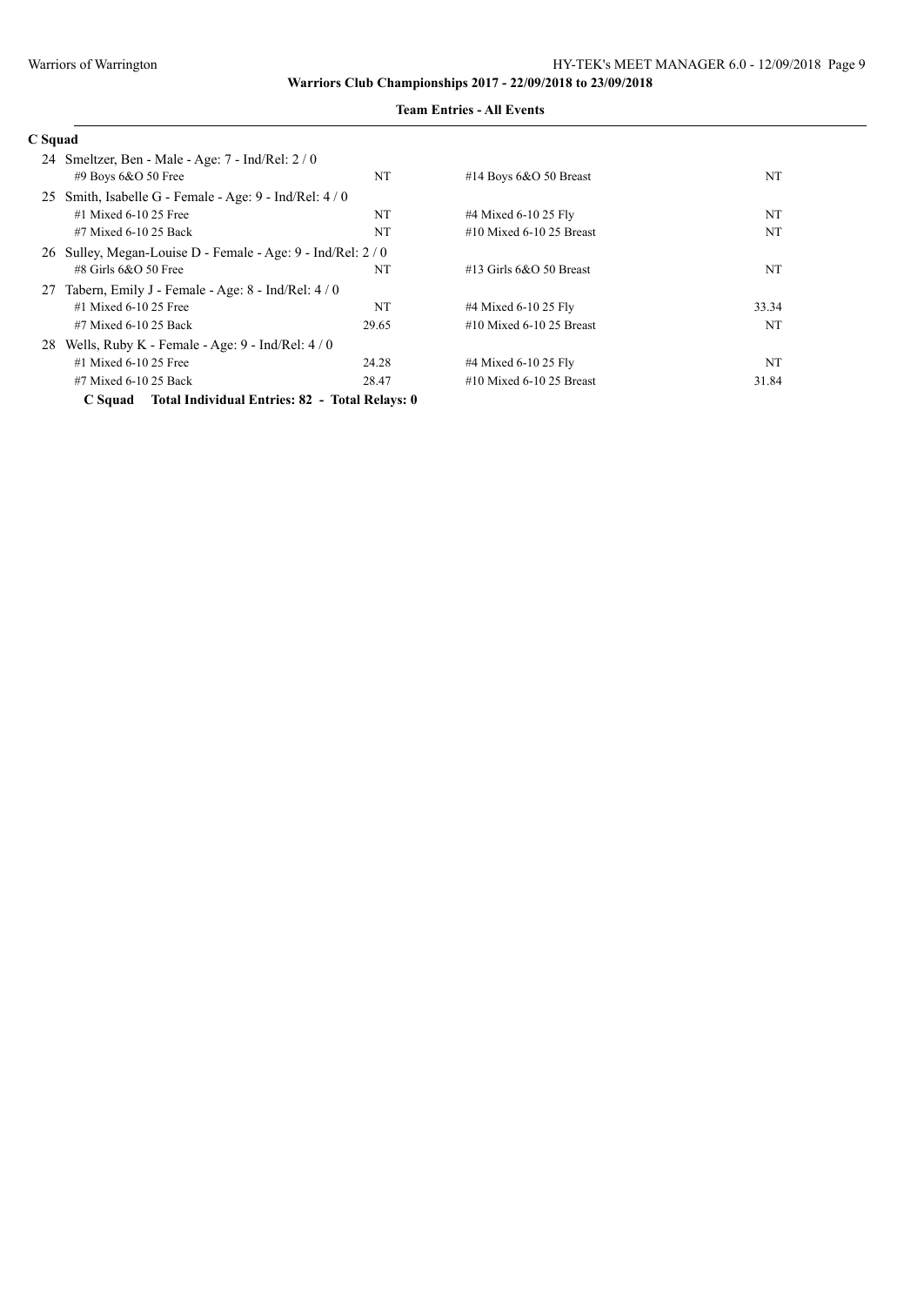**Warriors Club Championships 2017 - 22/09/2018 to 23/09/2018**

**Team Entries - All Events**

**C Squad**

24 Smeltzer, Ben - Male - Age: 7 - Ind/Rel: 2 / 0

| | | | |
|---|---|---|---|
| #9 Boys 6&O 50 Free | NT | #14 Boys 6&O 50 Breast | NT |

25 Smith, Isabelle G - Female - Age: 9 - Ind/Rel: 4 / 0

| | | | |
|---|---|---|---|
| #1 Mixed 6-10 25 Free | NT | #4 Mixed 6-10 25 Fly | NT |
| #7 Mixed 6-10 25 Back | NT | #10 Mixed 6-10 25 Breast | NT |

26 Sulley, Megan-Louise D - Female - Age: 9 - Ind/Rel: 2 / 0

| | | | |
|---|---|---|---|
| #8 Girls 6&O 50 Free | NT | #13 Girls 6&O 50 Breast | NT |

27 Tabern, Emily J - Female - Age: 8 - Ind/Rel: 4 / 0

| | | | |
|---|---|---|---|
| #1 Mixed 6-10 25 Free | NT | #4 Mixed 6-10 25 Fly | 33.34 |
| #7 Mixed 6-10 25 Back | 29.65 | #10 Mixed 6-10 25 Breast | NT |

28 Wells, Ruby K - Female - Age: 9 - Ind/Rel: 4 / 0

| | | | |
|---|---|---|---|
| #1 Mixed 6-10 25 Free | 24.28 | #4 Mixed 6-10 25 Fly | NT |
| #7 Mixed 6-10 25 Back | 28.47 | #10 Mixed 6-10 25 Breast | 31.84 |

**C Squad Total Individual Entries: 82 - Total Relays: 0**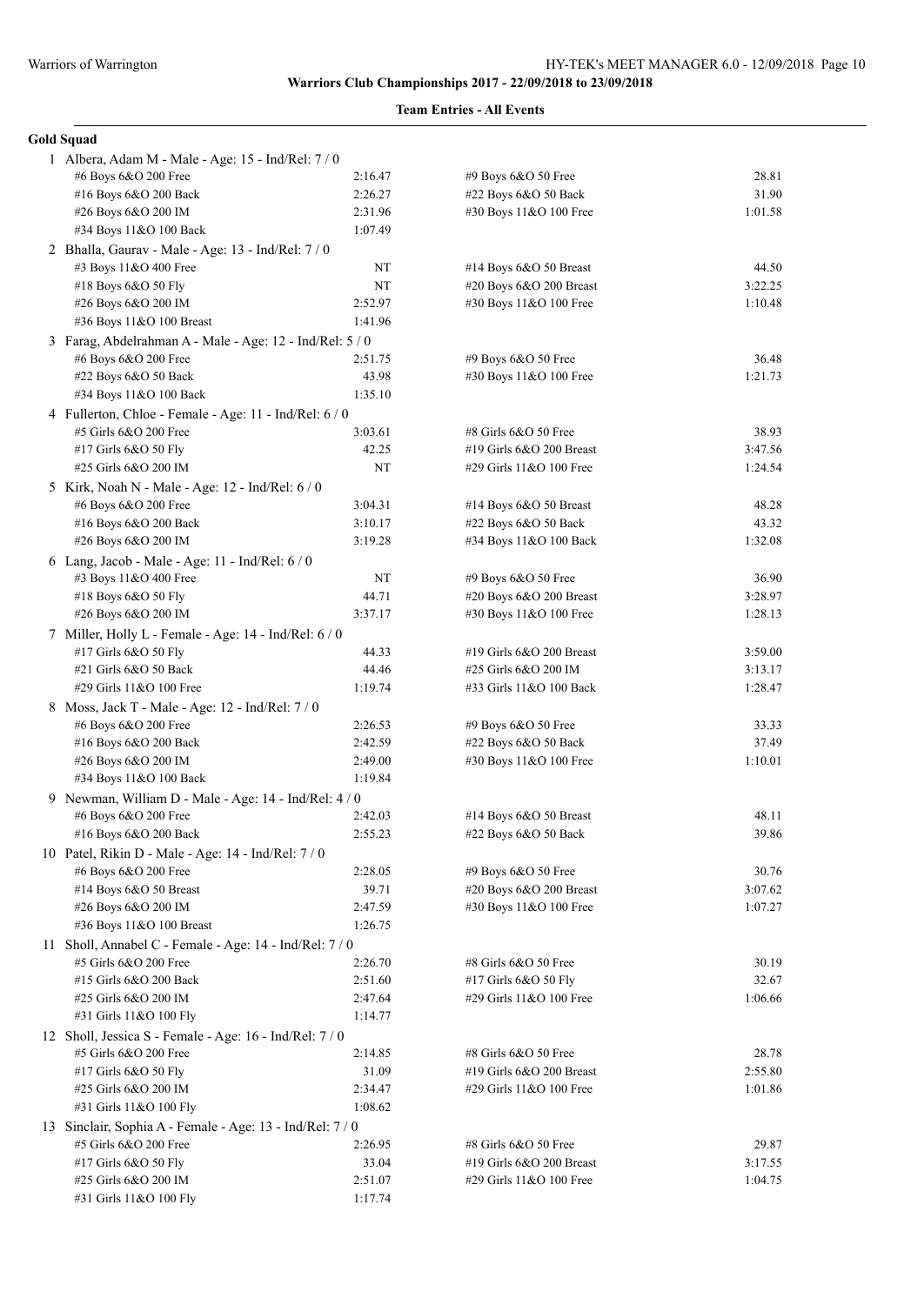**Warriors Club Championships 2017 - 22/09/2018 to 23/09/2018**

**Team Entries - All Events**

## Gold Squad

1 Albera, Adam M - Male - Age: 15 - Ind/Rel: 7 / 0

| | | | |
|---|---|---|---|
| #6 Boys 6&O 200 Free | 2:16.47 | #9 Boys 6&O 50 Free | 28.81 |
| #16 Boys 6&O 200 Back | 2:26.27 | #22 Boys 6&O 50 Back | 31.90 |
| #26 Boys 6&O 200 IM | 2:31.96 | #30 Boys 11&O 100 Free | 1:01.58 |
| #34 Boys 11&O 100 Back | 1:07.49 | | |

2 Bhalla, Gaurav - Male - Age: 13 - Ind/Rel: 7 / 0

| | | | |
|---|---|---|---|
| #3 Boys 11&O 400 Free | NT | #14 Boys 6&O 50 Breast | 44.50 |
| #18 Boys 6&O 50 Fly | NT | #20 Boys 6&O 200 Breast | 3:22.25 |
| #26 Boys 6&O 200 IM | 2:52.97 | #30 Boys 11&O 100 Free | 1:10.48 |
| #36 Boys 11&O 100 Breast | 1:41.96 | | |

3 Farag, Abdelrahman A - Male - Age: 12 - Ind/Rel: 5 / 0

| | | | |
|---|---|---|---|
| #6 Boys 6&O 200 Free | 2:51.75 | #9 Boys 6&O 50 Free | 36.48 |
| #22 Boys 6&O 50 Back | 43.98 | #30 Boys 11&O 100 Free | 1:21.73 |
| #34 Boys 11&O 100 Back | 1:35.10 | | |

4 Fullerton, Chloe - Female - Age: 11 - Ind/Rel: 6 / 0

| | | | |
|---|---|---|---|
| #5 Girls 6&O 200 Free | 3:03.61 | #8 Girls 6&O 50 Free | 38.93 |
| #17 Girls 6&O 50 Fly | 42.25 | #19 Girls 6&O 200 Breast | 3:47.56 |
| #25 Girls 6&O 200 IM | NT | #29 Girls 11&O 100 Free | 1:24.54 |

5 Kirk, Noah N - Male - Age: 12 - Ind/Rel: 6 / 0

| | | | |
|---|---|---|---|
| #6 Boys 6&O 200 Free | 3:04.31 | #14 Boys 6&O 50 Breast | 48.28 |
| #16 Boys 6&O 200 Back | 3:10.17 | #22 Boys 6&O 50 Back | 43.32 |
| #26 Boys 6&O 200 IM | 3:19.28 | #34 Boys 11&O 100 Back | 1:32.08 |

6 Lang, Jacob - Male - Age: 11 - Ind/Rel: 6 / 0

| | | | |
|---|---|---|---|
| #3 Boys 11&O 400 Free | NT | #9 Boys 6&O 50 Free | 36.90 |
| #18 Boys 6&O 50 Fly | 44.71 | #20 Boys 6&O 200 Breast | 3:28.97 |
| #26 Boys 6&O 200 IM | 3:37.17 | #30 Boys 11&O 100 Free | 1:28.13 |

7 Miller, Holly L - Female - Age: 14 - Ind/Rel: 6 / 0

| | | | |
|---|---|---|---|
| #17 Girls 6&O 50 Fly | 44.33 | #19 Girls 6&O 200 Breast | 3:59.00 |
| #21 Girls 6&O 50 Back | 44.46 | #25 Girls 6&O 200 IM | 3:13.17 |
| #29 Girls 11&O 100 Free | 1:19.74 | #33 Girls 11&O 100 Back | 1:28.47 |

8 Moss, Jack T - Male - Age: 12 - Ind/Rel: 7 / 0

| | | | |
|---|---|---|---|
| #6 Boys 6&O 200 Free | 2:26.53 | #9 Boys 6&O 50 Free | 33.33 |
| #16 Boys 6&O 200 Back | 2:42.59 | #22 Boys 6&O 50 Back | 37.49 |
| #26 Boys 6&O 200 IM | 2:49.00 | #30 Boys 11&O 100 Free | 1:10.01 |
| #34 Boys 11&O 100 Back | 1:19.84 | | |

9 Newman, William D - Male - Age: 14 - Ind/Rel: 4 / 0

| | | | |
|---|---|---|---|
| #6 Boys 6&O 200 Free | 2:42.03 | #14 Boys 6&O 50 Breast | 48.11 |
| #16 Boys 6&O 200 Back | 2:55.23 | #22 Boys 6&O 50 Back | 39.86 |

10 Patel, Rikin D - Male - Age: 14 - Ind/Rel: 7 / 0

| | | | |
|---|---|---|---|
| #6 Boys 6&O 200 Free | 2:28.05 | #9 Boys 6&O 50 Free | 30.76 |
| #14 Boys 6&O 50 Breast | 39.71 | #20 Boys 6&O 200 Breast | 3:07.62 |
| #26 Boys 6&O 200 IM | 2:47.59 | #30 Boys 11&O 100 Free | 1:07.27 |
| #36 Boys 11&O 100 Breast | 1:26.75 | | |

11 Sholl, Annabel C - Female - Age: 14 - Ind/Rel: 7 / 0

| | | | |
|---|---|---|---|
| #5 Girls 6&O 200 Free | 2:26.70 | #8 Girls 6&O 50 Free | 30.19 |
| #15 Girls 6&O 200 Back | 2:51.60 | #17 Girls 6&O 50 Fly | 32.67 |
| #25 Girls 6&O 200 IM | 2:47.64 | #29 Girls 11&O 100 Free | 1:06.66 |
| #31 Girls 11&O 100 Fly | 1:14.77 | | |

12 Sholl, Jessica S - Female - Age: 16 - Ind/Rel: 7 / 0

| | | | |
|---|---|---|---|
| #5 Girls 6&O 200 Free | 2:14.85 | #8 Girls 6&O 50 Free | 28.78 |
| #17 Girls 6&O 50 Fly | 31.09 | #19 Girls 6&O 200 Breast | 2:55.80 |
| #25 Girls 6&O 200 IM | 2:34.47 | #29 Girls 11&O 100 Free | 1:01.86 |
| #31 Girls 11&O 100 Fly | 1:08.62 | | |

13 Sinclair, Sophia A - Female - Age: 13 - Ind/Rel: 7 / 0

| | | | |
|---|---|---|---|
| #5 Girls 6&O 200 Free | 2:26.95 | #8 Girls 6&O 50 Free | 29.87 |
| #17 Girls 6&O 50 Fly | 33.04 | #19 Girls 6&O 200 Breast | 3:17.55 |
| #25 Girls 6&O 200 IM | 2:51.07 | #29 Girls 11&O 100 Free | 1:04.75 |
| #31 Girls 11&O 100 Fly | 1:17.74 | | |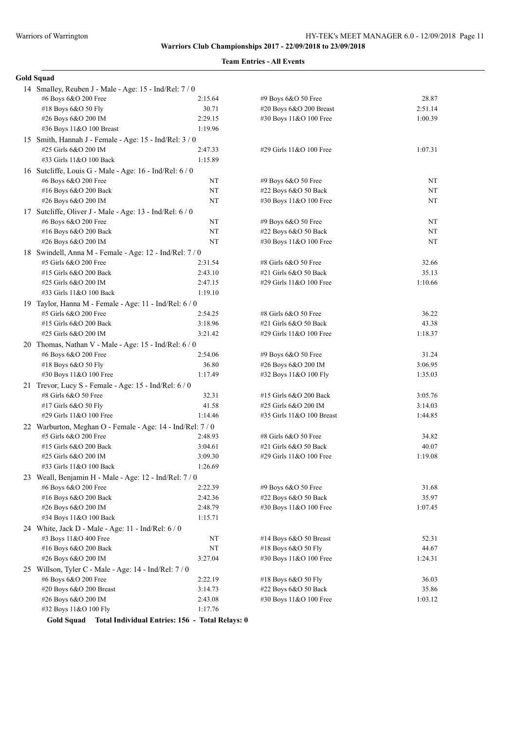**Team Entries - All Events**

**Gold Squad**

14 Smalley, Reuben J - Male - Age: 15 - Ind/Rel: 7 / 0

| Event | Time | Event | Time |
|---|---|---|---|
| #6 Boys 6&O 200 Free | 2:15.64 | #9 Boys 6&O 50 Free | 28.87 |
| #18 Boys 6&O 50 Fly | 30.71 | #20 Boys 6&O 200 Breast | 2:51.14 |
| #26 Boys 6&O 200 IM | 2:29.15 | #30 Boys 11&O 100 Free | 1:00.39 |
| #36 Boys 11&O 100 Breast | 1:19.96 | | |

15 Smith, Hannah J - Female - Age: 15 - Ind/Rel: 3 / 0

| Event | Time | Event | Time |
|---|---|---|---|
| #25 Girls 6&O 200 IM | 2:47.33 | #29 Girls 11&O 100 Free | 1:07.31 |
| #33 Girls 11&O 100 Back | 1:15.89 | | |

16 Sutcliffe, Louis G - Male - Age: 16 - Ind/Rel: 6 / 0

| Event | Time | Event | Time |
|---|---|---|---|
| #6 Boys 6&O 200 Free | NT | #9 Boys 6&O 50 Free | NT |
| #16 Boys 6&O 200 Back | NT | #22 Boys 6&O 50 Back | NT |
| #26 Boys 6&O 200 IM | NT | #30 Boys 11&O 100 Free | NT |

17 Sutcliffe, Oliver J - Male - Age: 13 - Ind/Rel: 6 / 0

| Event | Time | Event | Time |
|---|---|---|---|
| #6 Boys 6&O 200 Free | NT | #9 Boys 6&O 50 Free | NT |
| #16 Boys 6&O 200 Back | NT | #22 Boys 6&O 50 Back | NT |
| #26 Boys 6&O 200 IM | NT | #30 Boys 11&O 100 Free | NT |

18 Swindell, Anna M - Female - Age: 12 - Ind/Rel: 7 / 0

| Event | Time | Event | Time |
|---|---|---|---|
| #5 Girls 6&O 200 Free | 2:31.54 | #8 Girls 6&O 50 Free | 32.66 |
| #15 Girls 6&O 200 Back | 2:43.10 | #21 Girls 6&O 50 Back | 35.13 |
| #25 Girls 6&O 200 IM | 2:47.15 | #29 Girls 11&O 100 Free | 1:10.66 |
| #33 Girls 11&O 100 Back | 1:19.10 | | |

19 Taylor, Hanna M - Female - Age: 11 - Ind/Rel: 6 / 0

| Event | Time | Event | Time |
|---|---|---|---|
| #5 Girls 6&O 200 Free | 2:54.25 | #8 Girls 6&O 50 Free | 36.22 |
| #15 Girls 6&O 200 Back | 3:18.96 | #21 Girls 6&O 50 Back | 43.38 |
| #25 Girls 6&O 200 IM | 3:21.42 | #29 Girls 11&O 100 Free | 1:18.37 |

20 Thomas, Nathan V - Male - Age: 15 - Ind/Rel: 6 / 0

| Event | Time | Event | Time |
|---|---|---|---|
| #6 Boys 6&O 200 Free | 2:54.06 | #9 Boys 6&O 50 Free | 31.24 |
| #18 Boys 6&O 50 Fly | 36.80 | #26 Boys 6&O 200 IM | 3:06.95 |
| #30 Boys 11&O 100 Free | 1:17.49 | #32 Boys 11&O 100 Fly | 1:35.03 |

21 Trevor, Lucy S - Female - Age: 15 - Ind/Rel: 6 / 0

| Event | Time | Event | Time |
|---|---|---|---|
| #8 Girls 6&O 50 Free | 32.31 | #15 Girls 6&O 200 Back | 3:05.76 |
| #17 Girls 6&O 50 Fly | 41.58 | #25 Girls 6&O 200 IM | 3:14.03 |
| #29 Girls 11&O 100 Free | 1:14.46 | #35 Girls 11&O 100 Breast | 1:44.85 |

22 Warburton, Meghan O - Female - Age: 14 - Ind/Rel: 7 / 0

| Event | Time | Event | Time |
|---|---|---|---|
| #5 Girls 6&O 200 Free | 2:48.93 | #8 Girls 6&O 50 Free | 34.82 |
| #15 Girls 6&O 200 Back | 3:04.61 | #21 Girls 6&O 50 Back | 40.07 |
| #25 Girls 6&O 200 IM | 3:09.30 | #29 Girls 11&O 100 Free | 1:19.08 |
| #33 Girls 11&O 100 Back | 1:26.69 | | |

23 Weall, Benjamin H - Male - Age: 12 - Ind/Rel: 7 / 0

| Event | Time | Event | Time |
|---|---|---|---|
| #6 Boys 6&O 200 Free | 2:22.39 | #9 Boys 6&O 50 Free | 31.68 |
| #16 Boys 6&O 200 Back | 2:42.36 | #22 Boys 6&O 50 Back | 35.97 |
| #26 Boys 6&O 200 IM | 2:48.79 | #30 Boys 11&O 100 Free | 1:07.45 |
| #34 Boys 11&O 100 Back | 1:15.71 | | |

24 White, Jack D - Male - Age: 11 - Ind/Rel: 6 / 0

| Event | Time | Event | Time |
|---|---|---|---|
| #3 Boys 11&O 400 Free | NT | #14 Boys 6&O 50 Breast | 52.31 |
| #16 Boys 6&O 200 Back | NT | #18 Boys 6&O 50 Fly | 44.67 |
| #26 Boys 6&O 200 IM | 3:27.04 | #30 Boys 11&O 100 Free | 1:24.31 |

25 Willson, Tyler C - Male - Age: 14 - Ind/Rel: 7 / 0

| Event | Time | Event | Time |
|---|---|---|---|
| #6 Boys 6&O 200 Free | 2:22.19 | #18 Boys 6&O 50 Fly | 36.03 |
| #20 Boys 6&O 200 Breast | 3:14.73 | #22 Boys 6&O 50 Back | 35.86 |
| #26 Boys 6&O 200 IM | 2:43.08 | #30 Boys 11&O 100 Free | 1:03.12 |
| #32 Boys 11&O 100 Fly | 1:17.76 | | |

**Gold Squad Total Individual Entries: 156 - Total Relays: 0**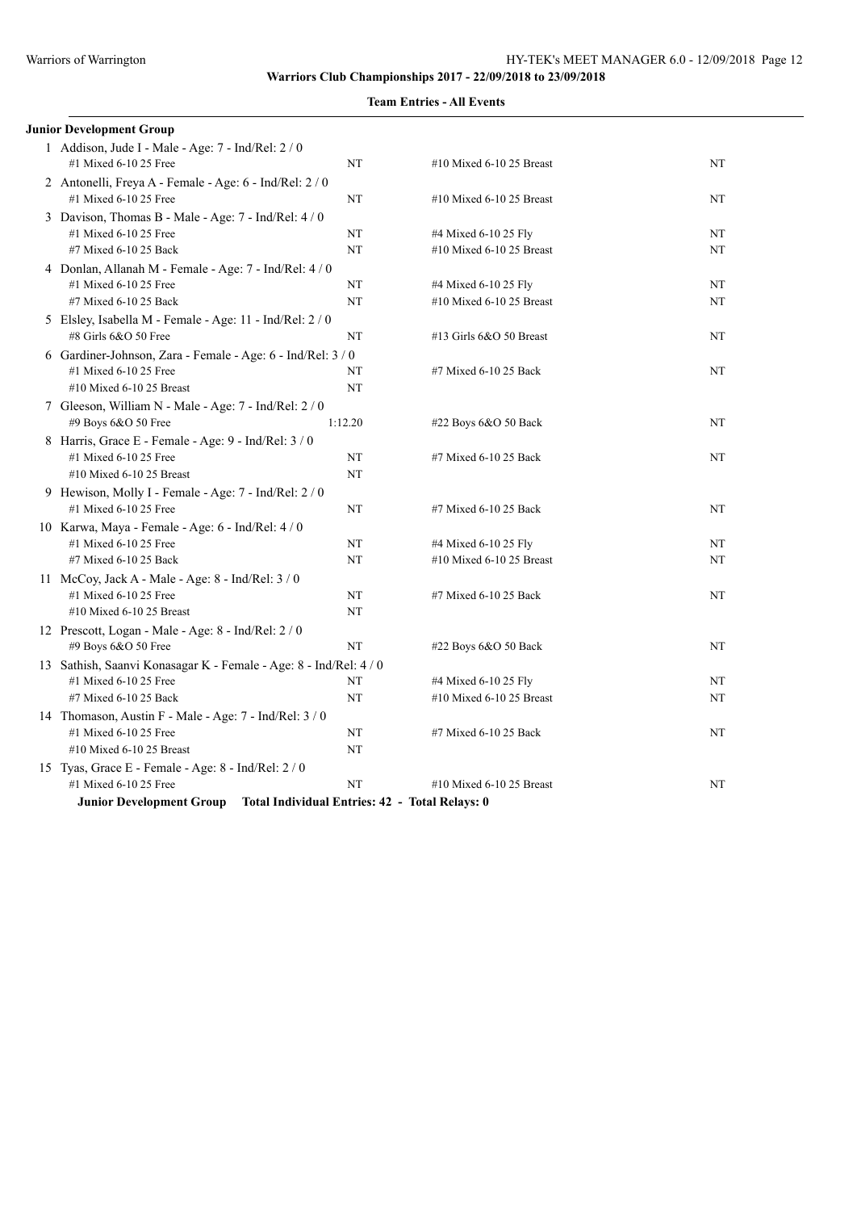**Warriors Club Championships 2017 - 22/09/2018 to 23/09/2018**

**Team Entries - All Events**

**Junior Development Group**

1 Addison, Jude I - Male - Age: 7 - Ind/Rel: 2 / 0

| | | | |
|---|---|---|---|
| #1 Mixed 6-10 25 Free | NT | #10 Mixed 6-10 25 Breast | NT |

2 Antonelli, Freya A - Female - Age: 6 - Ind/Rel: 2 / 0

| | | | |
|---|---|---|---|
| #1 Mixed 6-10 25 Free | NT | #10 Mixed 6-10 25 Breast | NT |

3 Davison, Thomas B - Male - Age: 7 - Ind/Rel: 4 / 0

| | | | |
|---|---|---|---|
| #1 Mixed 6-10 25 Free | NT | #4 Mixed 6-10 25 Fly | NT |
| #7 Mixed 6-10 25 Back | NT | #10 Mixed 6-10 25 Breast | NT |

4 Donlan, Allanah M - Female - Age: 7 - Ind/Rel: 4 / 0

| | | | |
|---|---|---|---|
| #1 Mixed 6-10 25 Free | NT | #4 Mixed 6-10 25 Fly | NT |
| #7 Mixed 6-10 25 Back | NT | #10 Mixed 6-10 25 Breast | NT |

5 Elsley, Isabella M - Female - Age: 11 - Ind/Rel: 2 / 0

| | | | |
|---|---|---|---|
| #8 Girls 6&O 50 Free | NT | #13 Girls 6&O 50 Breast | NT |

6 Gardiner-Johnson, Zara - Female - Age: 6 - Ind/Rel: 3 / 0

| | | | |
|---|---|---|---|
| #1 Mixed 6-10 25 Free | NT | #7 Mixed 6-10 25 Back | NT |
| #10 Mixed 6-10 25 Breast | NT | | |

7 Gleeson, William N - Male - Age: 7 - Ind/Rel: 2 / 0

| | | | |
|---|---|---|---|
| #9 Boys 6&O 50 Free | 1:12.20 | #22 Boys 6&O 50 Back | NT |

8 Harris, Grace E - Female - Age: 9 - Ind/Rel: 3 / 0

| | | | |
|---|---|---|---|
| #1 Mixed 6-10 25 Free | NT | #7 Mixed 6-10 25 Back | NT |
| #10 Mixed 6-10 25 Breast | NT | | |

9 Hewison, Molly I - Female - Age: 7 - Ind/Rel: 2 / 0

| | | | |
|---|---|---|---|
| #1 Mixed 6-10 25 Free | NT | #7 Mixed 6-10 25 Back | NT |

10 Karwa, Maya - Female - Age: 6 - Ind/Rel: 4 / 0

| | | | |
|---|---|---|---|
| #1 Mixed 6-10 25 Free | NT | #4 Mixed 6-10 25 Fly | NT |
| #7 Mixed 6-10 25 Back | NT | #10 Mixed 6-10 25 Breast | NT |

11 McCoy, Jack A - Male - Age: 8 - Ind/Rel: 3 / 0

| | | | |
|---|---|---|---|
| #1 Mixed 6-10 25 Free | NT | #7 Mixed 6-10 25 Back | NT |
| #10 Mixed 6-10 25 Breast | NT | | |

12 Prescott, Logan - Male - Age: 8 - Ind/Rel: 2 / 0

| | | | |
|---|---|---|---|
| #9 Boys 6&O 50 Free | NT | #22 Boys 6&O 50 Back | NT |

13 Sathish, Saanvi Konasagar K - Female - Age: 8 - Ind/Rel: 4 / 0

| | | | |
|---|---|---|---|
| #1 Mixed 6-10 25 Free | NT | #4 Mixed 6-10 25 Fly | NT |
| #7 Mixed 6-10 25 Back | NT | #10 Mixed 6-10 25 Breast | NT |

14 Thomason, Austin F - Male - Age: 7 - Ind/Rel: 3 / 0

| | | | |
|---|---|---|---|
| #1 Mixed 6-10 25 Free | NT | #7 Mixed 6-10 25 Back | NT |
| #10 Mixed 6-10 25 Breast | NT | | |

15 Tyas, Grace E - Female - Age: 8 - Ind/Rel: 2 / 0

| | | | |
|---|---|---|---|
| #1 Mixed 6-10 25 Free | NT | #10 Mixed 6-10 25 Breast | NT |

**Junior Development Group Total Individual Entries: 42 - Total Relays: 0**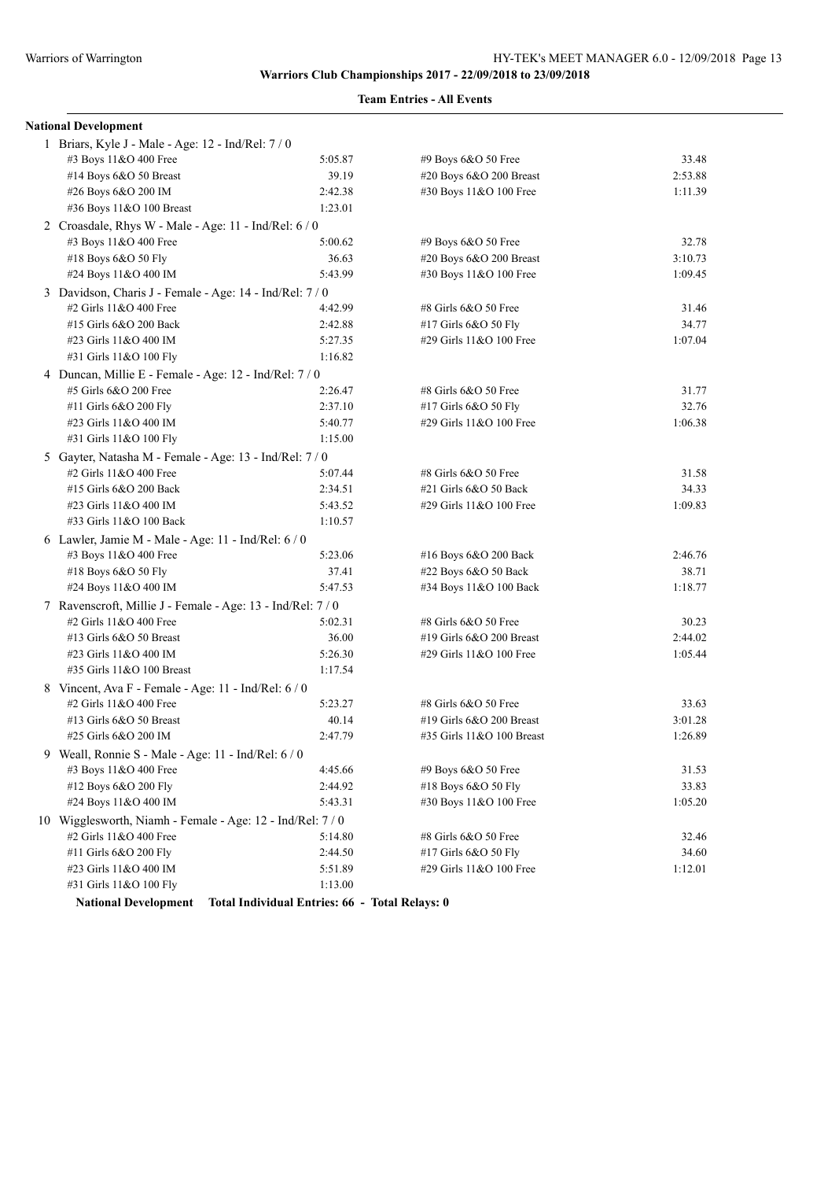**Warriors Club Championships 2017 - 22/09/2018 to 23/09/2018**

**Team Entries - All Events**

**National Development**

1 Briars, Kyle J - Male - Age: 12 - Ind/Rel: 7 / 0

| | | | |
|---|---|---|---|
| #3 Boys 11&O 400 Free | 5:05.87 | #9 Boys 6&O 50 Free | 33.48 |
| #14 Boys 6&O 50 Breast | 39.19 | #20 Boys 6&O 200 Breast | 2:53.88 |
| #26 Boys 6&O 200 IM | 2:42.38 | #30 Boys 11&O 100 Free | 1:11.39 |
| #36 Boys 11&O 100 Breast | 1:23.01 | | |

2 Croasdale, Rhys W - Male - Age: 11 - Ind/Rel: 6 / 0

| | | | |
|---|---|---|---|
| #3 Boys 11&O 400 Free | 5:00.62 | #9 Boys 6&O 50 Free | 32.78 |
| #18 Boys 6&O 50 Fly | 36.63 | #20 Boys 6&O 200 Breast | 3:10.73 |
| #24 Boys 11&O 400 IM | 5:43.99 | #30 Boys 11&O 100 Free | 1:09.45 |

3 Davidson, Charis J - Female - Age: 14 - Ind/Rel: 7 / 0

| | | | |
|---|---|---|---|
| #2 Girls 11&O 400 Free | 4:42.99 | #8 Girls 6&O 50 Free | 31.46 |
| #15 Girls 6&O 200 Back | 2:42.88 | #17 Girls 6&O 50 Fly | 34.77 |
| #23 Girls 11&O 400 IM | 5:27.35 | #29 Girls 11&O 100 Free | 1:07.04 |
| #31 Girls 11&O 100 Fly | 1:16.82 | | |

4 Duncan, Millie E - Female - Age: 12 - Ind/Rel: 7 / 0

| | | | |
|---|---|---|---|
| #5 Girls 6&O 200 Free | 2:26.47 | #8 Girls 6&O 50 Free | 31.77 |
| #11 Girls 6&O 200 Fly | 2:37.10 | #17 Girls 6&O 50 Fly | 32.76 |
| #23 Girls 11&O 400 IM | 5:40.77 | #29 Girls 11&O 100 Free | 1:06.38 |
| #31 Girls 11&O 100 Fly | 1:15.00 | | |

5 Gayter, Natasha M - Female - Age: 13 - Ind/Rel: 7 / 0

| | | | |
|---|---|---|---|
| #2 Girls 11&O 400 Free | 5:07.44 | #8 Girls 6&O 50 Free | 31.58 |
| #15 Girls 6&O 200 Back | 2:34.51 | #21 Girls 6&O 50 Back | 34.33 |
| #23 Girls 11&O 400 IM | 5:43.52 | #29 Girls 11&O 100 Free | 1:09.83 |
| #33 Girls 11&O 100 Back | 1:10.57 | | |

6 Lawler, Jamie M - Male - Age: 11 - Ind/Rel: 6 / 0

| | | | |
|---|---|---|---|
| #3 Boys 11&O 400 Free | 5:23.06 | #16 Boys 6&O 200 Back | 2:46.76 |
| #18 Boys 6&O 50 Fly | 37.41 | #22 Boys 6&O 50 Back | 38.71 |
| #24 Boys 11&O 400 IM | 5:47.53 | #34 Boys 11&O 100 Back | 1:18.77 |

7 Ravenscroft, Millie J - Female - Age: 13 - Ind/Rel: 7 / 0

| | | | |
|---|---|---|---|
| #2 Girls 11&O 400 Free | 5:02.31 | #8 Girls 6&O 50 Free | 30.23 |
| #13 Girls 6&O 50 Breast | 36.00 | #19 Girls 6&O 200 Breast | 2:44.02 |
| #23 Girls 11&O 400 IM | 5:26.30 | #29 Girls 11&O 100 Free | 1:05.44 |
| #35 Girls 11&O 100 Breast | 1:17.54 | | |

8 Vincent, Ava F - Female - Age: 11 - Ind/Rel: 6 / 0

| | | | |
|---|---|---|---|
| #2 Girls 11&O 400 Free | 5:23.27 | #8 Girls 6&O 50 Free | 33.63 |
| #13 Girls 6&O 50 Breast | 40.14 | #19 Girls 6&O 200 Breast | 3:01.28 |
| #25 Girls 6&O 200 IM | 2:47.79 | #35 Girls 11&O 100 Breast | 1:26.89 |

9 Weall, Ronnie S - Male - Age: 11 - Ind/Rel: 6 / 0

| | | | |
|---|---|---|---|
| #3 Boys 11&O 400 Free | 4:45.66 | #9 Boys 6&O 50 Free | 31.53 |
| #12 Boys 6&O 200 Fly | 2:44.92 | #18 Boys 6&O 50 Fly | 33.83 |
| #24 Boys 11&O 400 IM | 5:43.31 | #30 Boys 11&O 100 Free | 1:05.20 |

10 Wigglesworth, Niamh - Female - Age: 12 - Ind/Rel: 7 / 0

| | | | |
|---|---|---|---|
| #2 Girls 11&O 400 Free | 5:14.80 | #8 Girls 6&O 50 Free | 32.46 |
| #11 Girls 6&O 200 Fly | 2:44.50 | #17 Girls 6&O 50 Fly | 34.60 |
| #23 Girls 11&O 400 IM | 5:51.89 | #29 Girls 11&O 100 Free | 1:12.01 |
| #31 Girls 11&O 100 Fly | 1:13.00 | | |

**National Development Total Individual Entries: 66 - Total Relays: 0**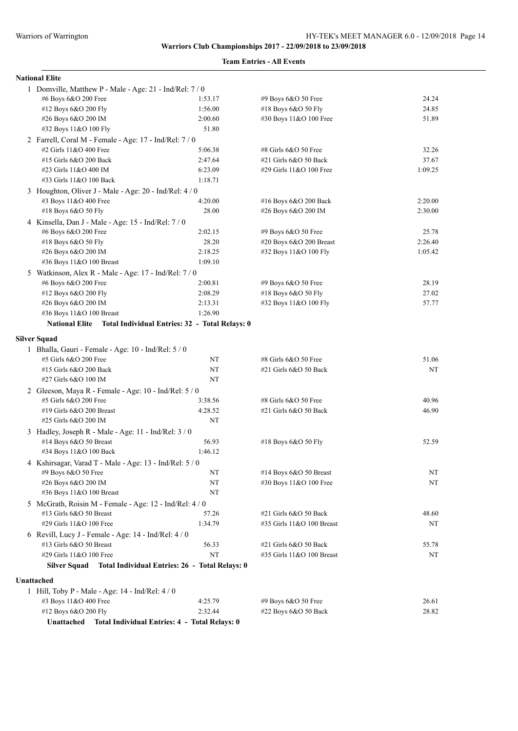**Warriors Club Championships 2017 - 22/09/2018 to 23/09/2018**

**Team Entries - All Events**

**National Elite**

1 Domville, Matthew P - Male - Age: 21 - Ind/Rel: 7 / 0

| | | | |
|---|---|---|---|
| #6 Boys 6&O 200 Free | 1:53.17 | #9 Boys 6&O 50 Free | 24.24 |
| #12 Boys 6&O 200 Fly | 1:56.00 | #18 Boys 6&O 50 Fly | 24.85 |
| #26 Boys 6&O 200 IM | 2:00.60 | #30 Boys 11&O 100 Free | 51.89 |
| #32 Boys 11&O 100 Fly | 51.80 | | |

2 Farrell, Coral M - Female - Age: 17 - Ind/Rel: 7 / 0

| | | | |
|---|---|---|---|
| #2 Girls 11&O 400 Free | 5:06.38 | #8 Girls 6&O 50 Free | 32.26 |
| #15 Girls 6&O 200 Back | 2:47.64 | #21 Girls 6&O 50 Back | 37.67 |
| #23 Girls 11&O 400 IM | 6:23.09 | #29 Girls 11&O 100 Free | 1:09.25 |
| #33 Girls 11&O 100 Back | 1:18.71 | | |

3 Houghton, Oliver J - Male - Age: 20 - Ind/Rel: 4 / 0

| | | | |
|---|---|---|---|
| #3 Boys 11&O 400 Free | 4:20.00 | #16 Boys 6&O 200 Back | 2:20.00 |
| #18 Boys 6&O 50 Fly | 28.00 | #26 Boys 6&O 200 IM | 2:30.00 |

4 Kinsella, Dan J - Male - Age: 15 - Ind/Rel: 7 / 0

| | | | |
|---|---|---|---|
| #6 Boys 6&O 200 Free | 2:02.15 | #9 Boys 6&O 50 Free | 25.78 |
| #18 Boys 6&O 50 Fly | 28.20 | #20 Boys 6&O 200 Breast | 2:26.40 |
| #26 Boys 6&O 200 IM | 2:18.25 | #32 Boys 11&O 100 Fly | 1:05.42 |
| #36 Boys 11&O 100 Breast | 1:09.10 | | |

5 Watkinson, Alex R - Male - Age: 17 - Ind/Rel: 7 / 0

| | | | |
|---|---|---|---|
| #6 Boys 6&O 200 Free | 2:00.81 | #9 Boys 6&O 50 Free | 28.19 |
| #12 Boys 6&O 200 Fly | 2:08.29 | #18 Boys 6&O 50 Fly | 27.02 |
| #26 Boys 6&O 200 IM | 2:13.31 | #32 Boys 11&O 100 Fly | 57.77 |
| #36 Boys 11&O 100 Breast | 1:26.90 | | |

**National Elite Total Individual Entries: 32 - Total Relays: 0**

**Silver Squad**

1 Bhalla, Gauri - Female - Age: 10 - Ind/Rel: 5 / 0

| | | | |
|---|---|---|---|
| #5 Girls 6&O 200 Free | NT | #8 Girls 6&O 50 Free | 51.06 |
| #15 Girls 6&O 200 Back | NT | #21 Girls 6&O 50 Back | NT |
| #27 Girls 6&O 100 IM | NT | | |

2 Gleeson, Maya R - Female - Age: 10 - Ind/Rel: 5 / 0

| | | | |
|---|---|---|---|
| #5 Girls 6&O 200 Free | 3:38.56 | #8 Girls 6&O 50 Free | 40.96 |
| #19 Girls 6&O 200 Breast | 4:28.52 | #21 Girls 6&O 50 Back | 46.90 |
| #25 Girls 6&O 200 IM | NT | | |

3 Hadley, Joseph R - Male - Age: 11 - Ind/Rel: 3 / 0

| | | | |
|---|---|---|---|
| #14 Boys 6&O 50 Breast | 56.93 | #18 Boys 6&O 50 Fly | 52.59 |
| #34 Boys 11&O 100 Back | 1:46.12 | | |

4 Kshirsagar, Varad T - Male - Age: 13 - Ind/Rel: 5 / 0

| | | | |
|---|---|---|---|
| #9 Boys 6&O 50 Free | NT | #14 Boys 6&O 50 Breast | NT |
| #26 Boys 6&O 200 IM | NT | #30 Boys 11&O 100 Free | NT |
| #36 Boys 11&O 100 Breast | NT | | |

5 McGrath, Roisin M - Female - Age: 12 - Ind/Rel: 4 / 0

| | | | |
|---|---|---|---|
| #13 Girls 6&O 50 Breast | 57.26 | #21 Girls 6&O 50 Back | 48.60 |
| #29 Girls 11&O 100 Free | 1:34.79 | #35 Girls 11&O 100 Breast | NT |

6 Revill, Lucy J - Female - Age: 14 - Ind/Rel: 4 / 0

| | | | |
|---|---|---|---|
| #13 Girls 6&O 50 Breast | 56.33 | #21 Girls 6&O 50 Back | 55.78 |
| #29 Girls 11&O 100 Free | NT | #35 Girls 11&O 100 Breast | NT |

**Silver Squad Total Individual Entries: 26 - Total Relays: 0**

**Unattached**

1 Hill, Toby P - Male - Age: 14 - Ind/Rel: 4 / 0

| | | | |
|---|---|---|---|
| #3 Boys 11&O 400 Free | 4:25.79 | #9 Boys 6&O 50 Free | 26.61 |
| #12 Boys 6&O 200 Fly | 2:32.44 | #22 Boys 6&O 50 Back | 28.82 |

**Unattached Total Individual Entries: 4 - Total Relays: 0**